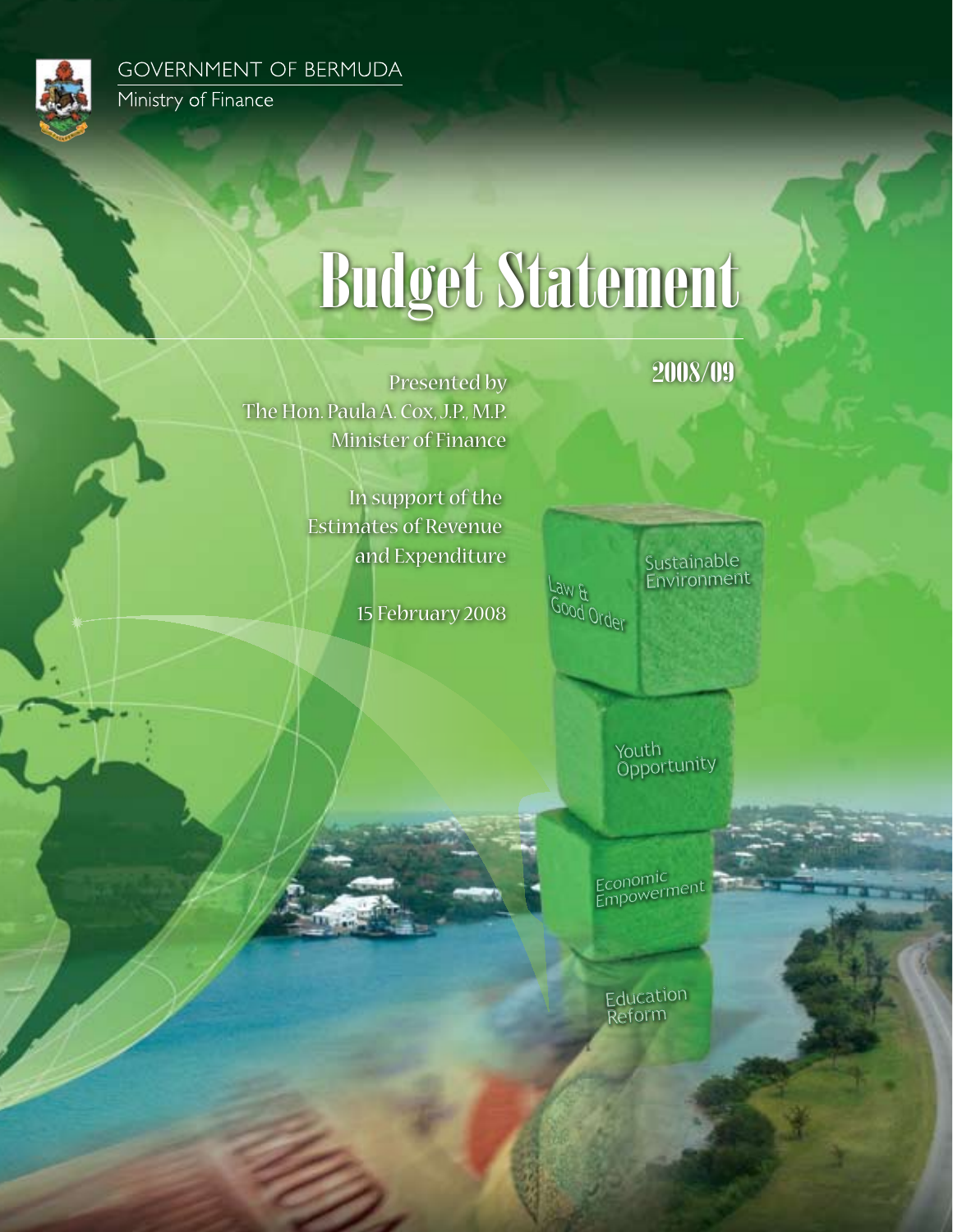GOVERNMENT OF BERMUDA

Ministry of Finance

# Budget Statement

## 2008/09

Presented by
The Hon. Paula A. Cox, J.P., M.P.
Minister of Finance

In support of the
Estimates of Revenue
and Expenditure

15 February 2008

Law & Good Order

Sustainable Environment

Youth Opportunity

Economic Empowerment

Education Reform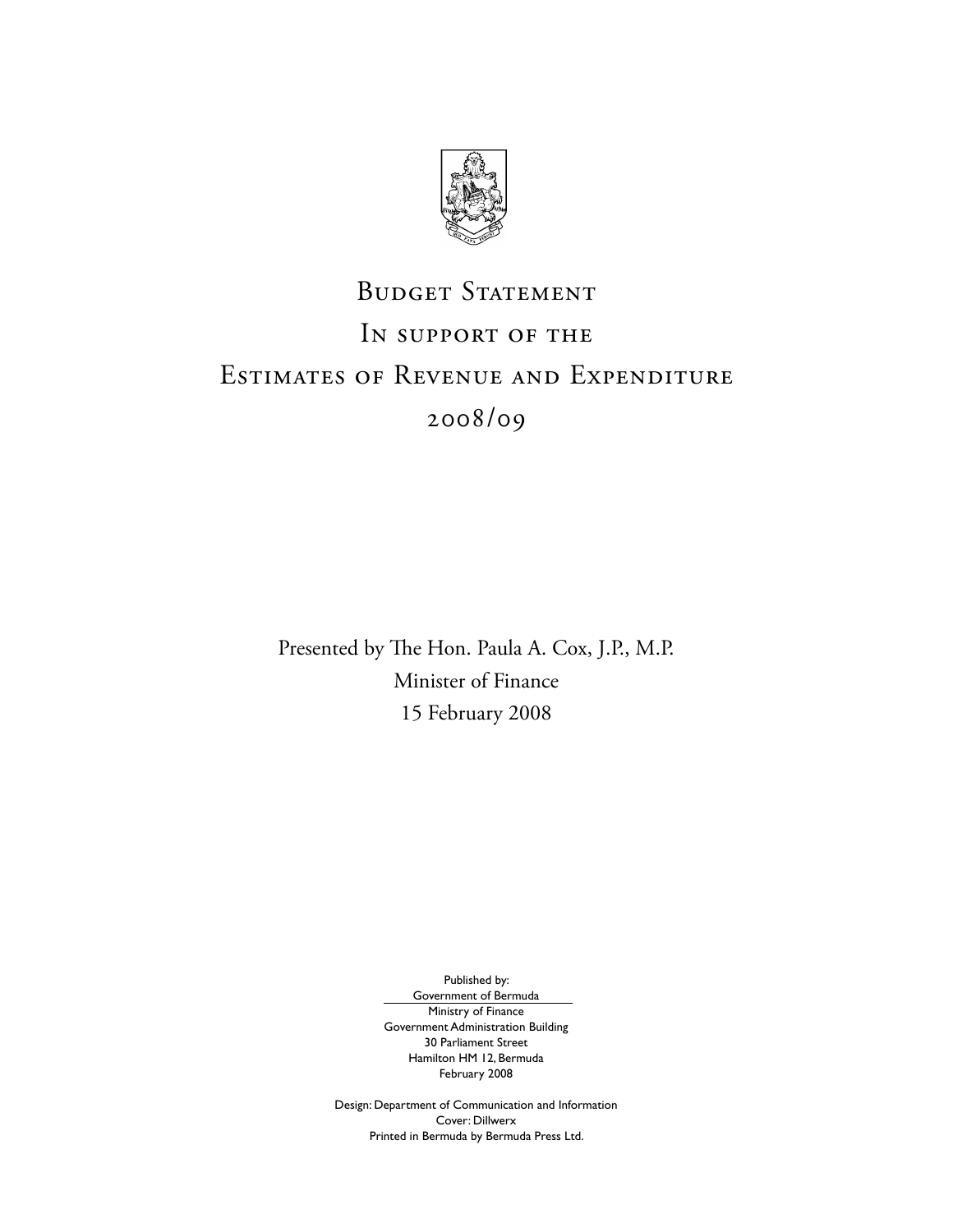# Budget Statement
## In support of the
## Estimates of Revenue and Expenditure
## 2008/09

Presented by The Hon. Paula A. Cox, J.P., M.P.
Minister of Finance
15 February 2008

Published by:
Government of Bermuda
Ministry of Finance
Government Administration Building
30 Parliament Street
Hamilton HM 12, Bermuda
February 2008

Design: Department of Communication and Information
Cover: Dillwerx
Printed in Bermuda by Bermuda Press Ltd.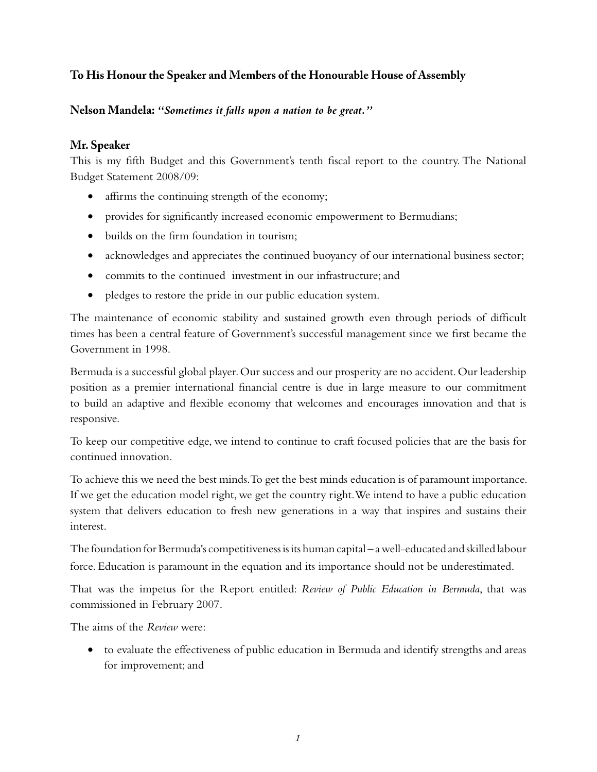**To His Honour the Speaker and Members of the Honourable House of Assembly**

**Nelson Mandela:** ***"Sometimes it falls upon a nation to be great."***

### Mr. Speaker

This is my fifth Budget and this Government's tenth fiscal report to the country. The National Budget Statement 2008/09:

- affirms the continuing strength of the economy;
- provides for significantly increased economic empowerment to Bermudians;
- builds on the firm foundation in tourism;
- acknowledges and appreciates the continued buoyancy of our international business sector;
- commits to the continued investment in our infrastructure; and
- pledges to restore the pride in our public education system.

The maintenance of economic stability and sustained growth even through periods of difficult times has been a central feature of Government's successful management since we first became the Government in 1998.

Bermuda is a successful global player. Our success and our prosperity are no accident. Our leadership position as a premier international financial centre is due in large measure to our commitment to build an adaptive and flexible economy that welcomes and encourages innovation and that is responsive.

To keep our competitive edge, we intend to continue to craft focused policies that are the basis for continued innovation.

To achieve this we need the best minds. To get the best minds education is of paramount importance. If we get the education model right, we get the country right. We intend to have a public education system that delivers education to fresh new generations in a way that inspires and sustains their interest.

The foundation for Bermuda's competitiveness is its human capital – a well-educated and skilled labour force. Education is paramount in the equation and its importance should not be underestimated.

That was the impetus for the Report entitled: *Review of Public Education in Bermuda*, that was commissioned in February 2007.

The aims of the *Review* were:

- to evaluate the effectiveness of public education in Bermuda and identify strengths and areas for improvement; and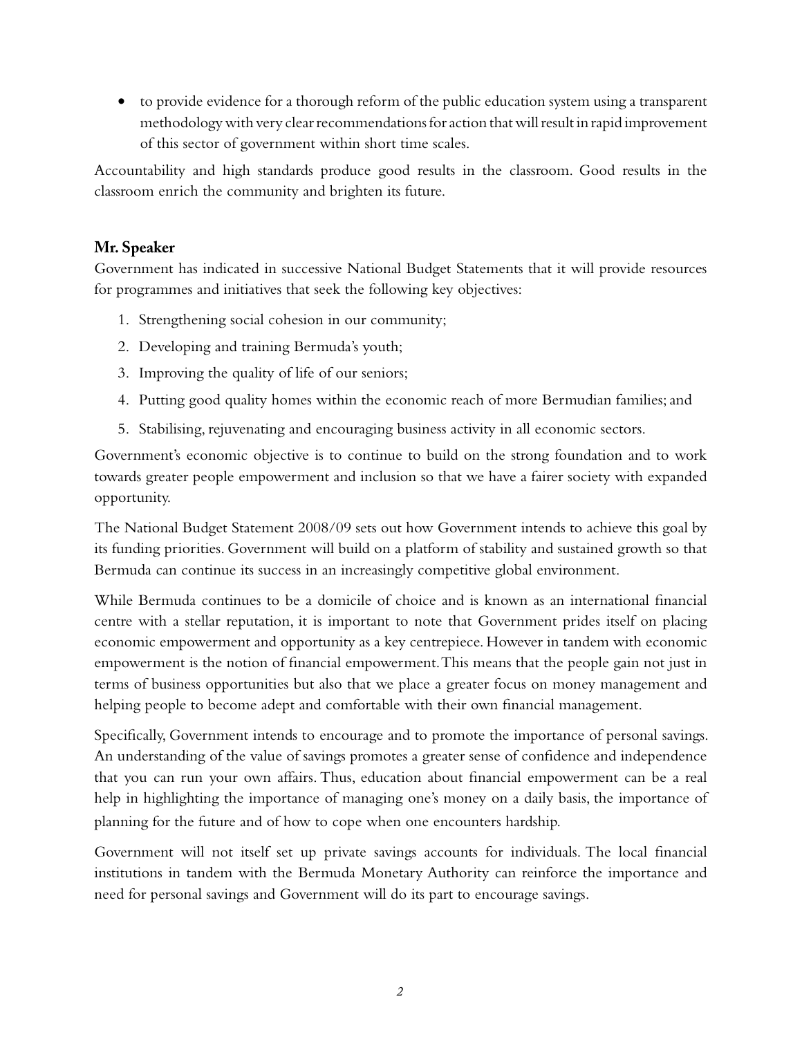- to provide evidence for a thorough reform of the public education system using a transparent methodology with very clear recommendations for action that will result in rapid improvement of this sector of government within short time scales.

Accountability and high standards produce good results in the classroom. Good results in the classroom enrich the community and brighten its future.

**Mr. Speaker**

Government has indicated in successive National Budget Statements that it will provide resources for programmes and initiatives that seek the following key objectives:

1. Strengthening social cohesion in our community;
2. Developing and training Bermuda's youth;
3. Improving the quality of life of our seniors;
4. Putting good quality homes within the economic reach of more Bermudian families; and
5. Stabilising, rejuvenating and encouraging business activity in all economic sectors.

Government's economic objective is to continue to build on the strong foundation and to work towards greater people empowerment and inclusion so that we have a fairer society with expanded opportunity.

The National Budget Statement 2008/09 sets out how Government intends to achieve this goal by its funding priorities. Government will build on a platform of stability and sustained growth so that Bermuda can continue its success in an increasingly competitive global environment.

While Bermuda continues to be a domicile of choice and is known as an international financial centre with a stellar reputation, it is important to note that Government prides itself on placing economic empowerment and opportunity as a key centrepiece. However in tandem with economic empowerment is the notion of financial empowerment. This means that the people gain not just in terms of business opportunities but also that we place a greater focus on money management and helping people to become adept and comfortable with their own financial management.

Specifically, Government intends to encourage and to promote the importance of personal savings. An understanding of the value of savings promotes a greater sense of confidence and independence that you can run your own affairs. Thus, education about financial empowerment can be a real help in highlighting the importance of managing one's money on a daily basis, the importance of planning for the future and of how to cope when one encounters hardship.

Government will not itself set up private savings accounts for individuals. The local financial institutions in tandem with the Bermuda Monetary Authority can reinforce the importance and need for personal savings and Government will do its part to encourage savings.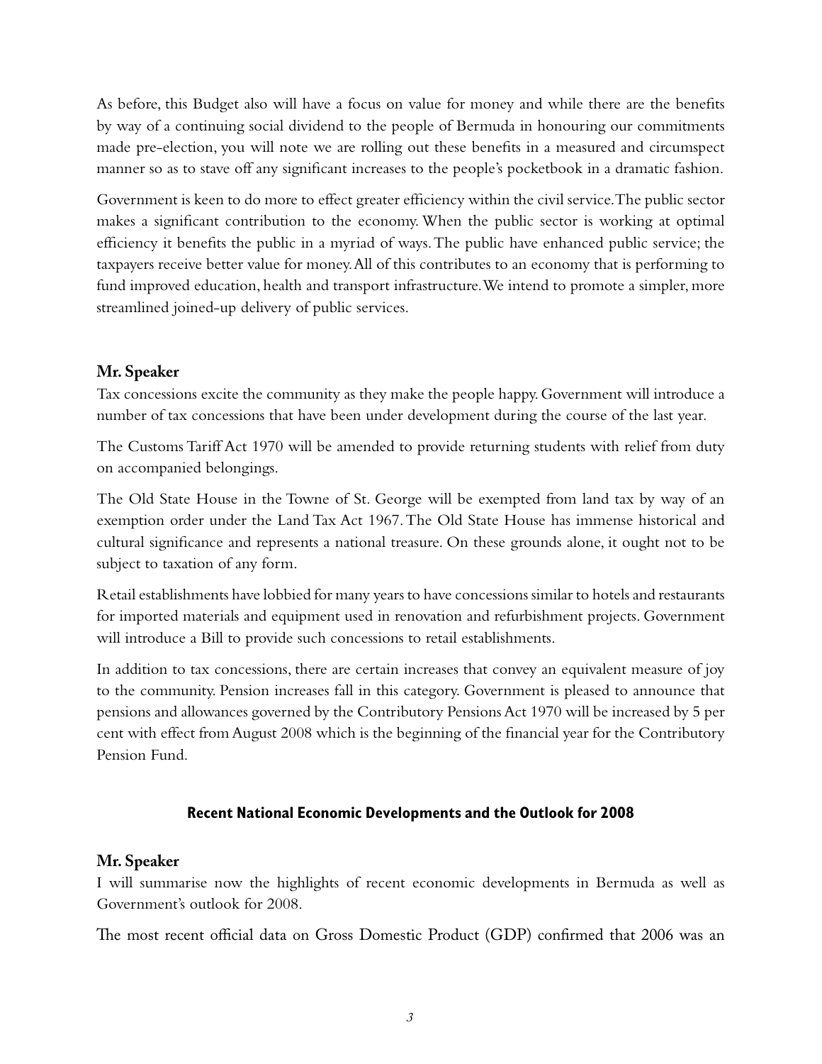As before, this Budget also will have a focus on value for money and while there are the benefits by way of a continuing social dividend to the people of Bermuda in honouring our commitments made pre-election, you will note we are rolling out these benefits in a measured and circumspect manner so as to stave off any significant increases to the people's pocketbook in a dramatic fashion.

Government is keen to do more to effect greater efficiency within the civil service. The public sector makes a significant contribution to the economy. When the public sector is working at optimal efficiency it benefits the public in a myriad of ways. The public have enhanced public service; the taxpayers receive better value for money. All of this contributes to an economy that is performing to fund improved education, health and transport infrastructure. We intend to promote a simpler, more streamlined joined-up delivery of public services.

**Mr. Speaker**

Tax concessions excite the community as they make the people happy. Government will introduce a number of tax concessions that have been under development during the course of the last year.

The Customs Tariff Act 1970 will be amended to provide returning students with relief from duty on accompanied belongings.

The Old State House in the Towne of St. George will be exempted from land tax by way of an exemption order under the Land Tax Act 1967. The Old State House has immense historical and cultural significance and represents a national treasure. On these grounds alone, it ought not to be subject to taxation of any form.

Retail establishments have lobbied for many years to have concessions similar to hotels and restaurants for imported materials and equipment used in renovation and refurbishment projects. Government will introduce a Bill to provide such concessions to retail establishments.

In addition to tax concessions, there are certain increases that convey an equivalent measure of joy to the community. Pension increases fall in this category. Government is pleased to announce that pensions and allowances governed by the Contributory Pensions Act 1970 will be increased by 5 per cent with effect from August 2008 which is the beginning of the financial year for the Contributory Pension Fund.

## Recent National Economic Developments and the Outlook for 2008

**Mr. Speaker**

I will summarise now the highlights of recent economic developments in Bermuda as well as Government's outlook for 2008.

The most recent official data on Gross Domestic Product (GDP) confirmed that 2006 was an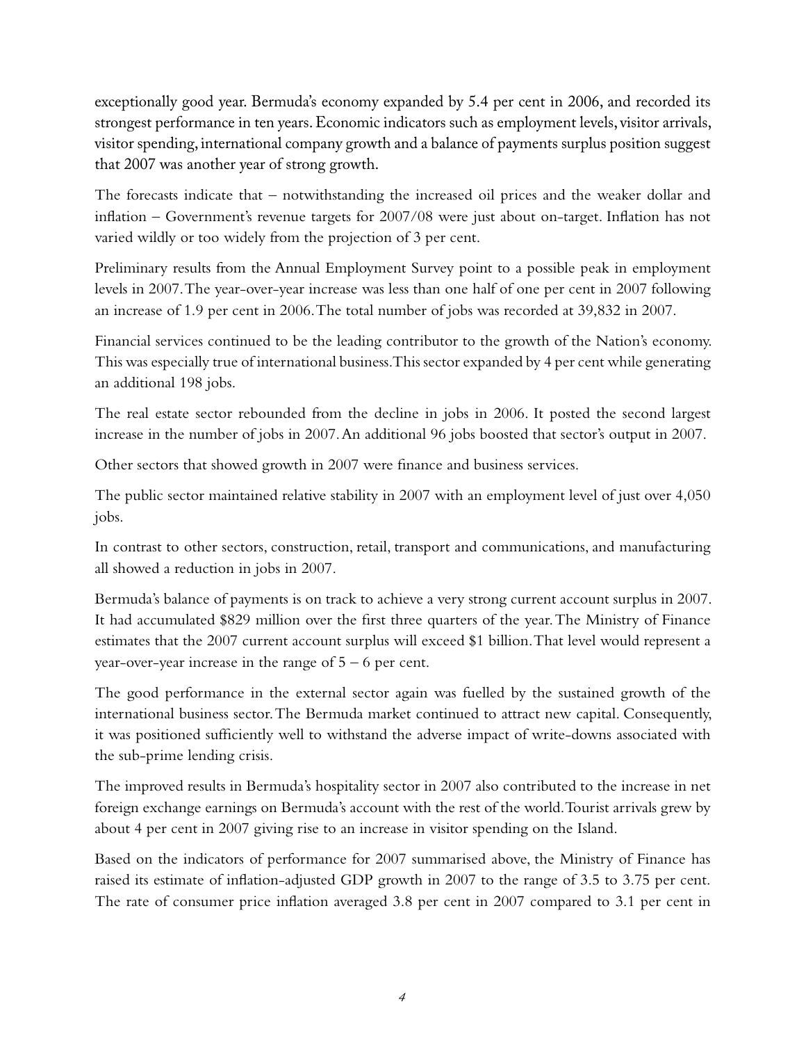exceptionally good year. Bermuda's economy expanded by 5.4 per cent in 2006, and recorded its strongest performance in ten years. Economic indicators such as employment levels, visitor arrivals, visitor spending, international company growth and a balance of payments surplus position suggest that 2007 was another year of strong growth.

The forecasts indicate that – notwithstanding the increased oil prices and the weaker dollar and inflation – Government's revenue targets for 2007/08 were just about on-target. Inflation has not varied wildly or too widely from the projection of 3 per cent.

Preliminary results from the Annual Employment Survey point to a possible peak in employment levels in 2007. The year-over-year increase was less than one half of one per cent in 2007 following an increase of 1.9 per cent in 2006. The total number of jobs was recorded at 39,832 in 2007.

Financial services continued to be the leading contributor to the growth of the Nation's economy. This was especially true of international business. This sector expanded by 4 per cent while generating an additional 198 jobs.

The real estate sector rebounded from the decline in jobs in 2006. It posted the second largest increase in the number of jobs in 2007. An additional 96 jobs boosted that sector's output in 2007.

Other sectors that showed growth in 2007 were finance and business services.

The public sector maintained relative stability in 2007 with an employment level of just over 4,050 jobs.

In contrast to other sectors, construction, retail, transport and communications, and manufacturing all showed a reduction in jobs in 2007.

Bermuda's balance of payments is on track to achieve a very strong current account surplus in 2007. It had accumulated $829 million over the first three quarters of the year. The Ministry of Finance estimates that the 2007 current account surplus will exceed $1 billion. That level would represent a year-over-year increase in the range of 5 – 6 per cent.

The good performance in the external sector again was fuelled by the sustained growth of the international business sector. The Bermuda market continued to attract new capital. Consequently, it was positioned sufficiently well to withstand the adverse impact of write-downs associated with the sub-prime lending crisis.

The improved results in Bermuda's hospitality sector in 2007 also contributed to the increase in net foreign exchange earnings on Bermuda's account with the rest of the world. Tourist arrivals grew by about 4 per cent in 2007 giving rise to an increase in visitor spending on the Island.

Based on the indicators of performance for 2007 summarised above, the Ministry of Finance has raised its estimate of inflation-adjusted GDP growth in 2007 to the range of 3.5 to 3.75 per cent. The rate of consumer price inflation averaged 3.8 per cent in 2007 compared to 3.1 per cent in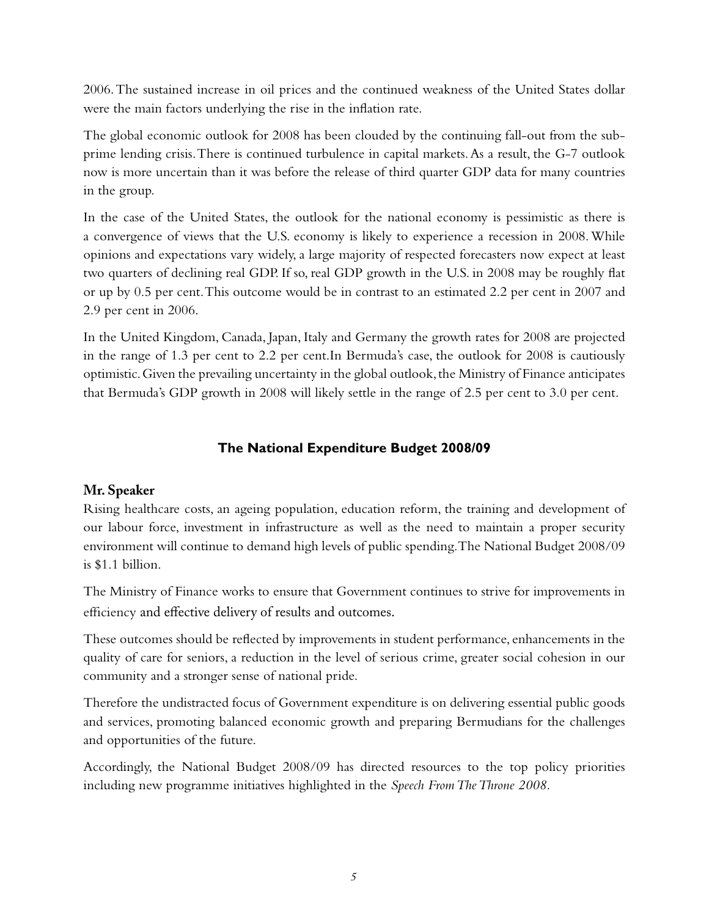2006. The sustained increase in oil prices and the continued weakness of the United States dollar were the main factors underlying the rise in the inflation rate.

The global economic outlook for 2008 has been clouded by the continuing fall-out from the sub-prime lending crisis. There is continued turbulence in capital markets. As a result, the G-7 outlook now is more uncertain than it was before the release of third quarter GDP data for many countries in the group.

In the case of the United States, the outlook for the national economy is pessimistic as there is a convergence of views that the U.S. economy is likely to experience a recession in 2008. While opinions and expectations vary widely, a large majority of respected forecasters now expect at least two quarters of declining real GDP. If so, real GDP growth in the U.S. in 2008 may be roughly flat or up by 0.5 per cent. This outcome would be in contrast to an estimated 2.2 per cent in 2007 and 2.9 per cent in 2006.

In the United Kingdom, Canada, Japan, Italy and Germany the growth rates for 2008 are projected in the range of 1.3 per cent to 2.2 per cent.In Bermuda's case, the outlook for 2008 is cautiously optimistic. Given the prevailing uncertainty in the global outlook, the Ministry of Finance anticipates that Bermuda's GDP growth in 2008 will likely settle in the range of 2.5 per cent to 3.0 per cent.

## The National Expenditure Budget 2008/09

**Mr. Speaker**

Rising healthcare costs, an ageing population, education reform, the training and development of our labour force, investment in infrastructure as well as the need to maintain a proper security environment will continue to demand high levels of public spending. The National Budget 2008/09 is $1.1 billion.

The Ministry of Finance works to ensure that Government continues to strive for improvements in efficiency and effective delivery of results and outcomes.

These outcomes should be reflected by improvements in student performance, enhancements in the quality of care for seniors, a reduction in the level of serious crime, greater social cohesion in our community and a stronger sense of national pride.

Therefore the undistracted focus of Government expenditure is on delivering essential public goods and services, promoting balanced economic growth and preparing Bermudians for the challenges and opportunities of the future.

Accordingly, the National Budget 2008/09 has directed resources to the top policy priorities including new programme initiatives highlighted in the *Speech From The Throne 2008.*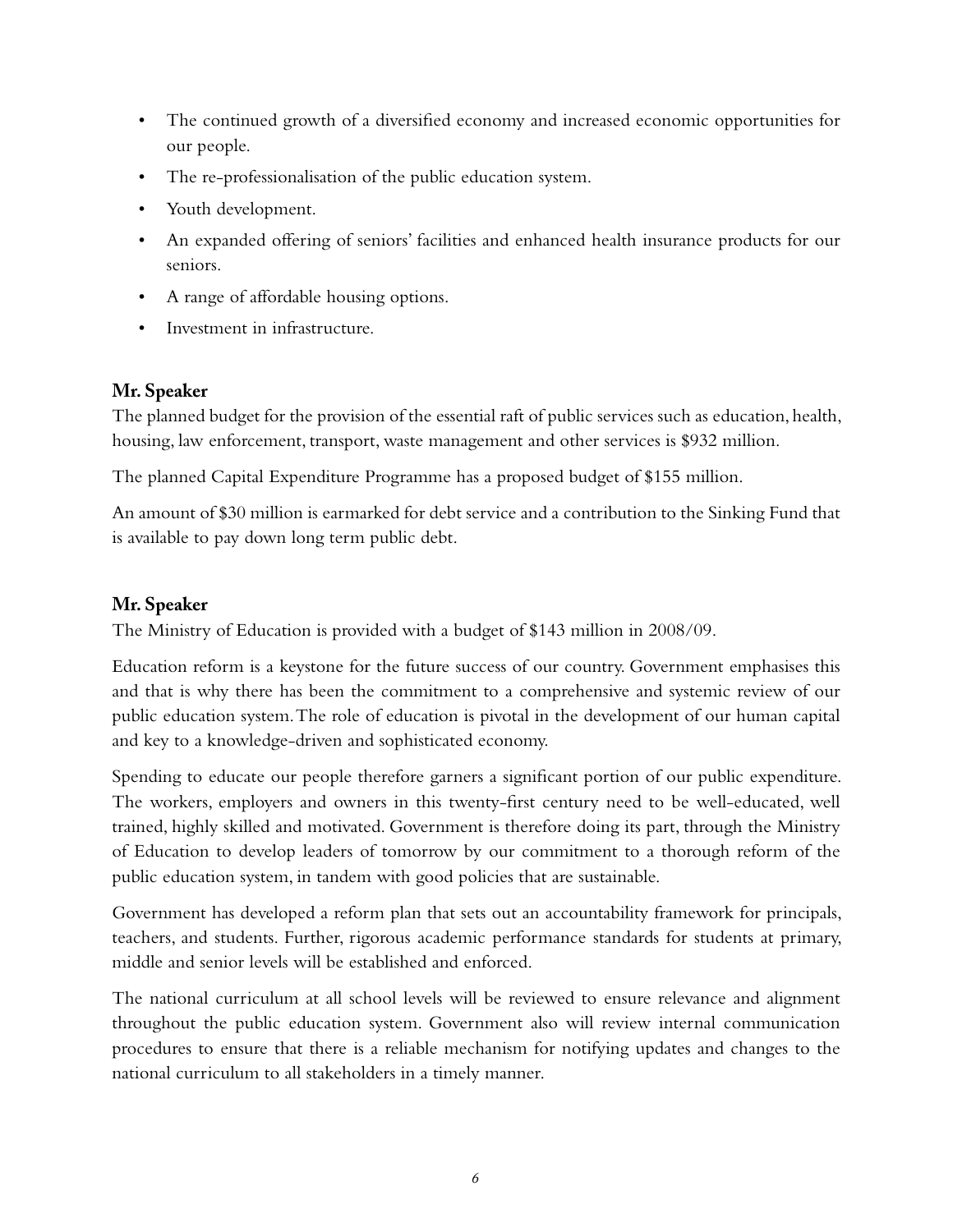- The continued growth of a diversified economy and increased economic opportunities for our people.
- The re-professionalisation of the public education system.
- Youth development.
- An expanded offering of seniors' facilities and enhanced health insurance products for our seniors.
- A range of affordable housing options.
- Investment in infrastructure.

**Mr. Speaker**

The planned budget for the provision of the essential raft of public services such as education, health, housing, law enforcement, transport, waste management and other services is $932 million.

The planned Capital Expenditure Programme has a proposed budget of $155 million.

An amount of $30 million is earmarked for debt service and a contribution to the Sinking Fund that is available to pay down long term public debt.

**Mr. Speaker**

The Ministry of Education is provided with a budget of $143 million in 2008/09.

Education reform is a keystone for the future success of our country. Government emphasises this and that is why there has been the commitment to a comprehensive and systemic review of our public education system. The role of education is pivotal in the development of our human capital and key to a knowledge-driven and sophisticated economy.

Spending to educate our people therefore garners a significant portion of our public expenditure. The workers, employers and owners in this twenty-first century need to be well-educated, well trained, highly skilled and motivated. Government is therefore doing its part, through the Ministry of Education to develop leaders of tomorrow by our commitment to a thorough reform of the public education system, in tandem with good policies that are sustainable.

Government has developed a reform plan that sets out an accountability framework for principals, teachers, and students. Further, rigorous academic performance standards for students at primary, middle and senior levels will be established and enforced.

The national curriculum at all school levels will be reviewed to ensure relevance and alignment throughout the public education system. Government also will review internal communication procedures to ensure that there is a reliable mechanism for notifying updates and changes to the national curriculum to all stakeholders in a timely manner.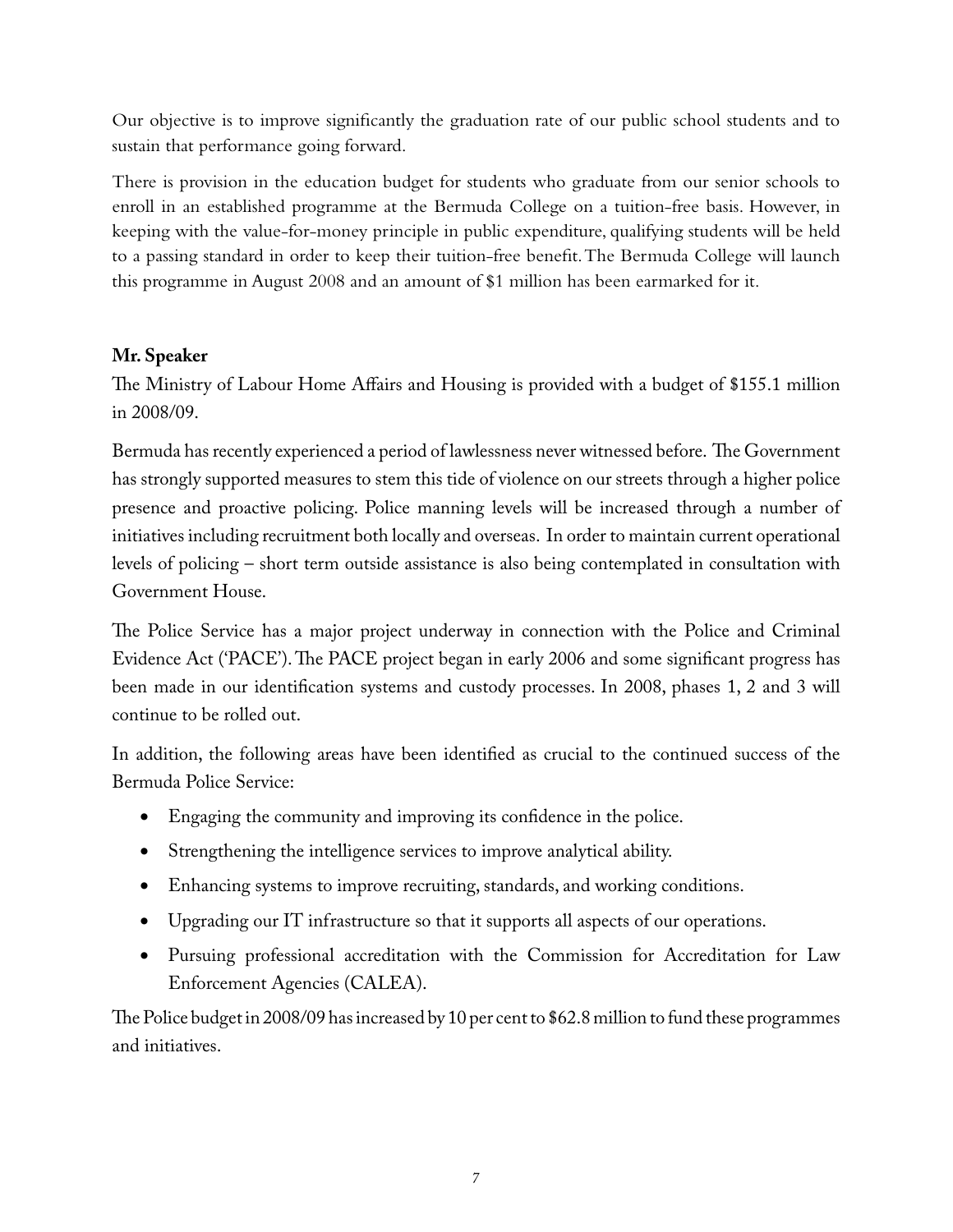Our objective is to improve significantly the graduation rate of our public school students and to sustain that performance going forward.

There is provision in the education budget for students who graduate from our senior schools to enroll in an established programme at the Bermuda College on a tuition-free basis. However, in keeping with the value-for-money principle in public expenditure, qualifying students will be held to a passing standard in order to keep their tuition-free benefit. The Bermuda College will launch this programme in August 2008 and an amount of $1 million has been earmarked for it.

**Mr. Speaker**

The Ministry of Labour Home Affairs and Housing is provided with a budget of $155.1 million in 2008/09.

Bermuda has recently experienced a period of lawlessness never witnessed before. The Government has strongly supported measures to stem this tide of violence on our streets through a higher police presence and proactive policing. Police manning levels will be increased through a number of initiatives including recruitment both locally and overseas. In order to maintain current operational levels of policing – short term outside assistance is also being contemplated in consultation with Government House.

The Police Service has a major project underway in connection with the Police and Criminal Evidence Act ('PACE'). The PACE project began in early 2006 and some significant progress has been made in our identification systems and custody processes. In 2008, phases 1, 2 and 3 will continue to be rolled out.

In addition, the following areas have been identified as crucial to the continued success of the Bermuda Police Service:

- Engaging the community and improving its confidence in the police.
- Strengthening the intelligence services to improve analytical ability.
- Enhancing systems to improve recruiting, standards, and working conditions.
- Upgrading our IT infrastructure so that it supports all aspects of our operations.
- Pursuing professional accreditation with the Commission for Accreditation for Law Enforcement Agencies (CALEA).

The Police budget in 2008/09 has increased by 10 per cent to $62.8 million to fund these programmes and initiatives.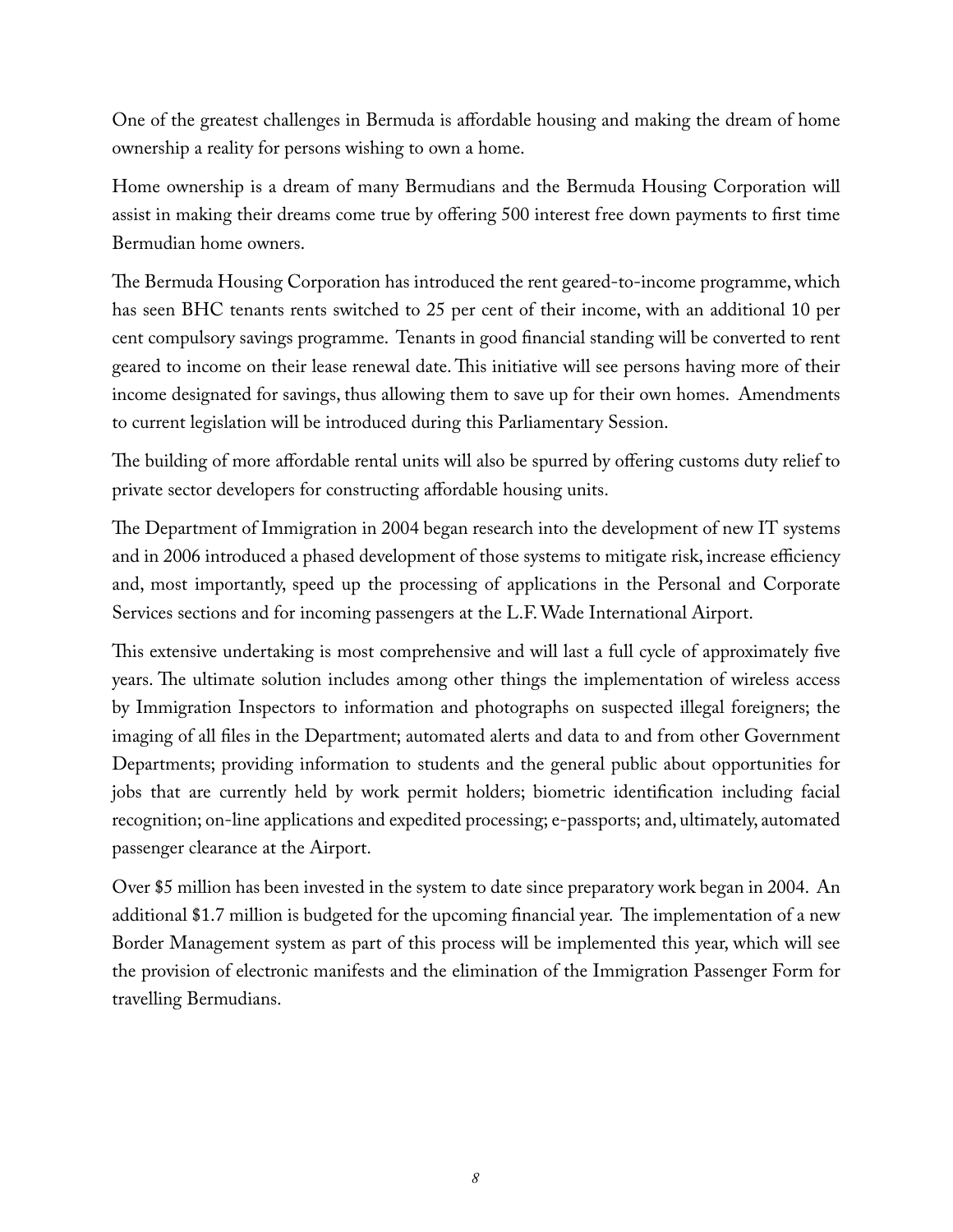One of the greatest challenges in Bermuda is affordable housing and making the dream of home ownership a reality for persons wishing to own a home.

Home ownership is a dream of many Bermudians and the Bermuda Housing Corporation will assist in making their dreams come true by offering 500 interest free down payments to first time Bermudian home owners.

The Bermuda Housing Corporation has introduced the rent geared-to-income programme, which has seen BHC tenants rents switched to 25 per cent of their income, with an additional 10 per cent compulsory savings programme. Tenants in good financial standing will be converted to rent geared to income on their lease renewal date. This initiative will see persons having more of their income designated for savings, thus allowing them to save up for their own homes. Amendments to current legislation will be introduced during this Parliamentary Session.

The building of more affordable rental units will also be spurred by offering customs duty relief to private sector developers for constructing affordable housing units.

The Department of Immigration in 2004 began research into the development of new IT systems and in 2006 introduced a phased development of those systems to mitigate risk, increase efficiency and, most importantly, speed up the processing of applications in the Personal and Corporate Services sections and for incoming passengers at the L.F. Wade International Airport.

This extensive undertaking is most comprehensive and will last a full cycle of approximately five years. The ultimate solution includes among other things the implementation of wireless access by Immigration Inspectors to information and photographs on suspected illegal foreigners; the imaging of all files in the Department; automated alerts and data to and from other Government Departments; providing information to students and the general public about opportunities for jobs that are currently held by work permit holders; biometric identification including facial recognition; on-line applications and expedited processing; e-passports; and, ultimately, automated passenger clearance at the Airport.

Over $5 million has been invested in the system to date since preparatory work began in 2004. An additional $1.7 million is budgeted for the upcoming financial year. The implementation of a new Border Management system as part of this process will be implemented this year, which will see the provision of electronic manifests and the elimination of the Immigration Passenger Form for travelling Bermudians.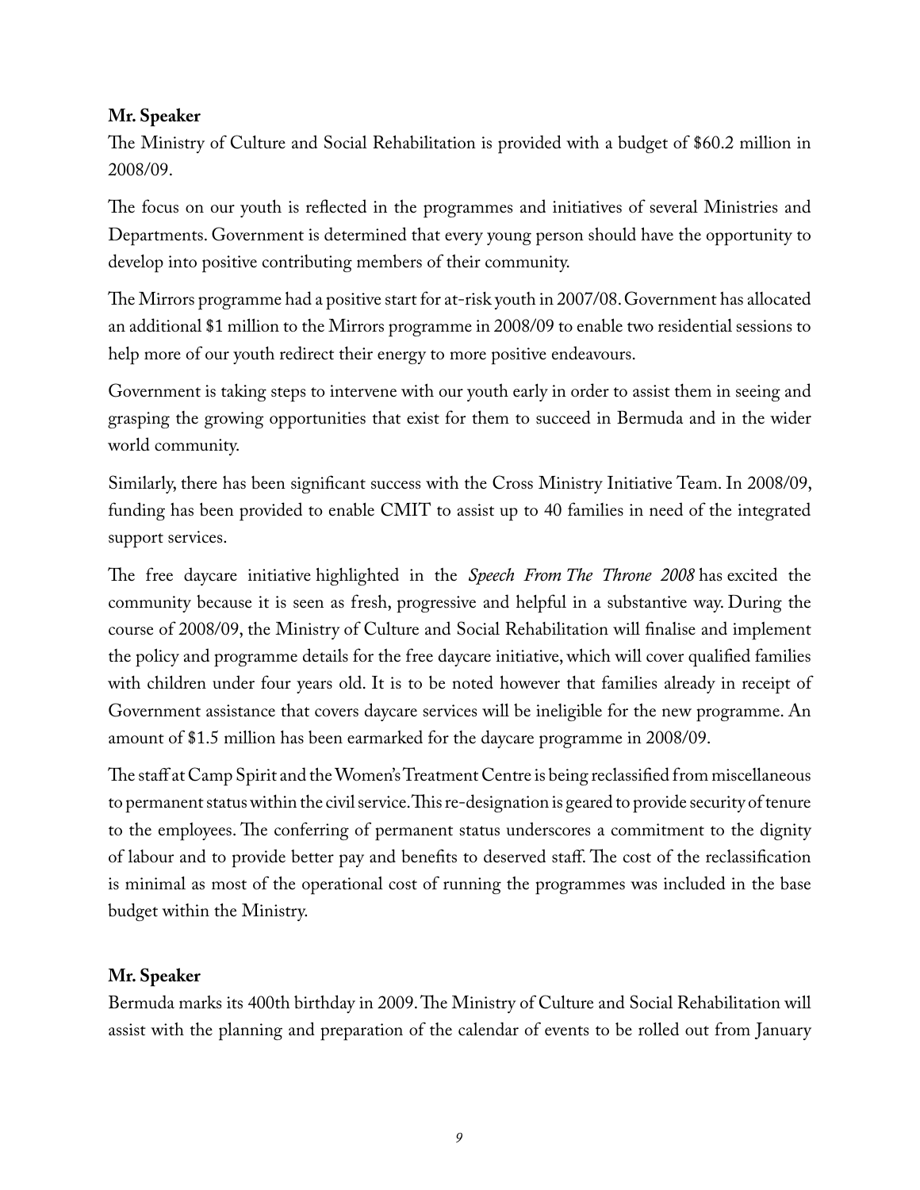**Mr. Speaker**

The Ministry of Culture and Social Rehabilitation is provided with a budget of $60.2 million in 2008/09.

The focus on our youth is reflected in the programmes and initiatives of several Ministries and Departments. Government is determined that every young person should have the opportunity to develop into positive contributing members of their community.

The Mirrors programme had a positive start for at-risk youth in 2007/08. Government has allocated an additional $1 million to the Mirrors programme in 2008/09 to enable two residential sessions to help more of our youth redirect their energy to more positive endeavours.

Government is taking steps to intervene with our youth early in order to assist them in seeing and grasping the growing opportunities that exist for them to succeed in Bermuda and in the wider world community.

Similarly, there has been significant success with the Cross Ministry Initiative Team. In 2008/09, funding has been provided to enable CMIT to assist up to 40 families in need of the integrated support services.

The free daycare initiative highlighted in the *Speech From The Throne 2008* has excited the community because it is seen as fresh, progressive and helpful in a substantive way. During the course of 2008/09, the Ministry of Culture and Social Rehabilitation will finalise and implement the policy and programme details for the free daycare initiative, which will cover qualified families with children under four years old. It is to be noted however that families already in receipt of Government assistance that covers daycare services will be ineligible for the new programme. An amount of $1.5 million has been earmarked for the daycare programme in 2008/09.

The staff at Camp Spirit and the Women's Treatment Centre is being reclassified from miscellaneous to permanent status within the civil service. This re-designation is geared to provide security of tenure to the employees. The conferring of permanent status underscores a commitment to the dignity of labour and to provide better pay and benefits to deserved staff. The cost of the reclassification is minimal as most of the operational cost of running the programmes was included in the base budget within the Ministry.

**Mr. Speaker**

Bermuda marks its 400th birthday in 2009. The Ministry of Culture and Social Rehabilitation will assist with the planning and preparation of the calendar of events to be rolled out from January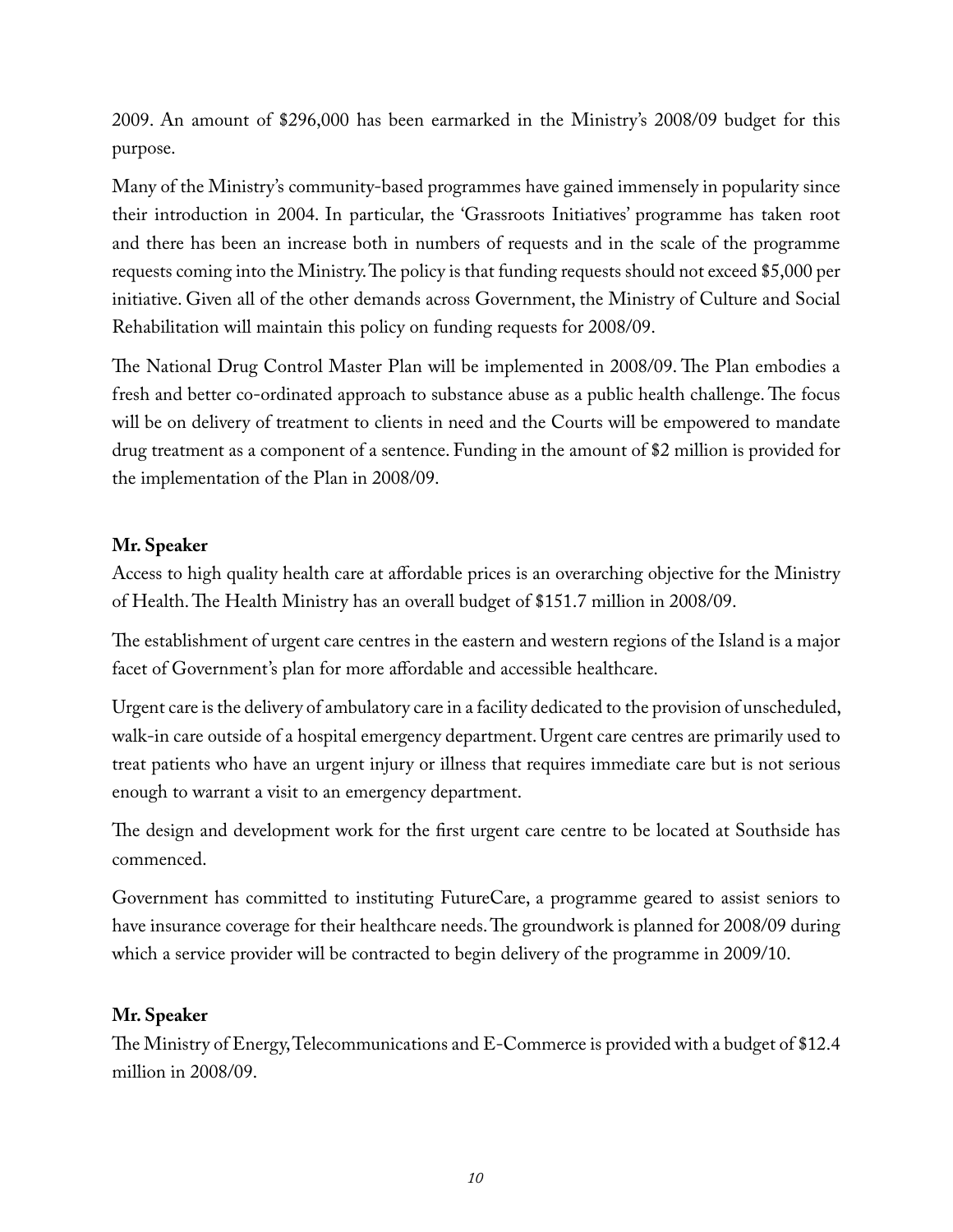2009. An amount of $296,000 has been earmarked in the Ministry's 2008/09 budget for this purpose.

Many of the Ministry's community-based programmes have gained immensely in popularity since their introduction in 2004. In particular, the 'Grassroots Initiatives' programme has taken root and there has been an increase both in numbers of requests and in the scale of the programme requests coming into the Ministry. The policy is that funding requests should not exceed $5,000 per initiative. Given all of the other demands across Government, the Ministry of Culture and Social Rehabilitation will maintain this policy on funding requests for 2008/09.

The National Drug Control Master Plan will be implemented in 2008/09. The Plan embodies a fresh and better co-ordinated approach to substance abuse as a public health challenge. The focus will be on delivery of treatment to clients in need and the Courts will be empowered to mandate drug treatment as a component of a sentence. Funding in the amount of $2 million is provided for the implementation of the Plan in 2008/09.

**Mr. Speaker**

Access to high quality health care at affordable prices is an overarching objective for the Ministry of Health. The Health Ministry has an overall budget of $151.7 million in 2008/09.

The establishment of urgent care centres in the eastern and western regions of the Island is a major facet of Government's plan for more affordable and accessible healthcare.

Urgent care is the delivery of ambulatory care in a facility dedicated to the provision of unscheduled, walk-in care outside of a hospital emergency department. Urgent care centres are primarily used to treat patients who have an urgent injury or illness that requires immediate care but is not serious enough to warrant a visit to an emergency department.

The design and development work for the first urgent care centre to be located at Southside has commenced.

Government has committed to instituting FutureCare, a programme geared to assist seniors to have insurance coverage for their healthcare needs. The groundwork is planned for 2008/09 during which a service provider will be contracted to begin delivery of the programme in 2009/10.

**Mr. Speaker**

The Ministry of Energy, Telecommunications and E-Commerce is provided with a budget of $12.4 million in 2008/09.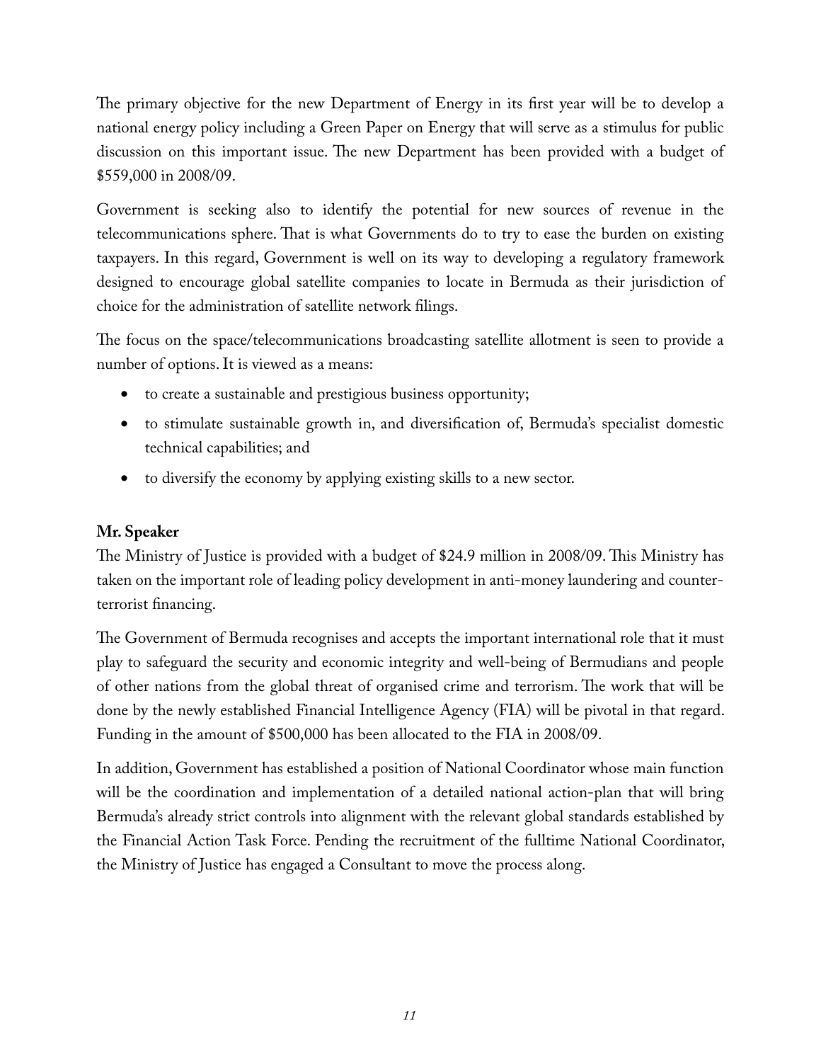The primary objective for the new Department of Energy in its first year will be to develop a national energy policy including a Green Paper on Energy that will serve as a stimulus for public discussion on this important issue. The new Department has been provided with a budget of $559,000 in 2008/09.

Government is seeking also to identify the potential for new sources of revenue in the telecommunications sphere. That is what Governments do to try to ease the burden on existing taxpayers. In this regard, Government is well on its way to developing a regulatory framework designed to encourage global satellite companies to locate in Bermuda as their jurisdiction of choice for the administration of satellite network filings.

The focus on the space/telecommunications broadcasting satellite allotment is seen to provide a number of options. It is viewed as a means:

- to create a sustainable and prestigious business opportunity;
- to stimulate sustainable growth in, and diversification of, Bermuda's specialist domestic technical capabilities; and
- to diversify the economy by applying existing skills to a new sector.

**Mr. Speaker**

The Ministry of Justice is provided with a budget of $24.9 million in 2008/09. This Ministry has taken on the important role of leading policy development in anti-money laundering and counter-terrorist financing.

The Government of Bermuda recognises and accepts the important international role that it must play to safeguard the security and economic integrity and well-being of Bermudians and people of other nations from the global threat of organised crime and terrorism. The work that will be done by the newly established Financial Intelligence Agency (FIA) will be pivotal in that regard. Funding in the amount of $500,000 has been allocated to the FIA in 2008/09.

In addition, Government has established a position of National Coordinator whose main function will be the coordination and implementation of a detailed national action-plan that will bring Bermuda's already strict controls into alignment with the relevant global standards established by the Financial Action Task Force. Pending the recruitment of the fulltime National Coordinator, the Ministry of Justice has engaged a Consultant to move the process along.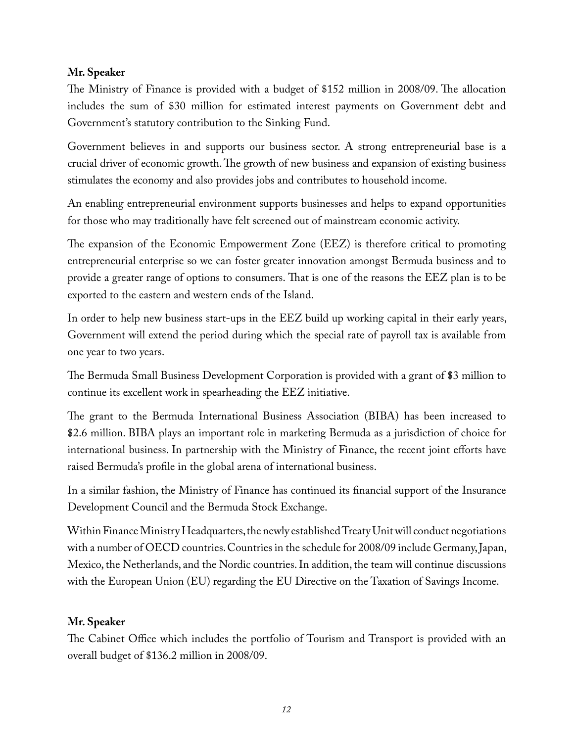**Mr. Speaker**

The Ministry of Finance is provided with a budget of $152 million in 2008/09. The allocation includes the sum of $30 million for estimated interest payments on Government debt and Government's statutory contribution to the Sinking Fund.

Government believes in and supports our business sector. A strong entrepreneurial base is a crucial driver of economic growth. The growth of new business and expansion of existing business stimulates the economy and also provides jobs and contributes to household income.

An enabling entrepreneurial environment supports businesses and helps to expand opportunities for those who may traditionally have felt screened out of mainstream economic activity.

The expansion of the Economic Empowerment Zone (EEZ) is therefore critical to promoting entrepreneurial enterprise so we can foster greater innovation amongst Bermuda business and to provide a greater range of options to consumers. That is one of the reasons the EEZ plan is to be exported to the eastern and western ends of the Island.

In order to help new business start-ups in the EEZ build up working capital in their early years, Government will extend the period during which the special rate of payroll tax is available from one year to two years.

The Bermuda Small Business Development Corporation is provided with a grant of $3 million to continue its excellent work in spearheading the EEZ initiative.

The grant to the Bermuda International Business Association (BIBA) has been increased to $2.6 million. BIBA plays an important role in marketing Bermuda as a jurisdiction of choice for international business. In partnership with the Ministry of Finance, the recent joint efforts have raised Bermuda's profile in the global arena of international business.

In a similar fashion, the Ministry of Finance has continued its financial support of the Insurance Development Council and the Bermuda Stock Exchange.

Within Finance Ministry Headquarters, the newly established Treaty Unit will conduct negotiations with a number of OECD countries. Countries in the schedule for 2008/09 include Germany, Japan, Mexico, the Netherlands, and the Nordic countries. In addition, the team will continue discussions with the European Union (EU) regarding the EU Directive on the Taxation of Savings Income.

**Mr. Speaker**

The Cabinet Office which includes the portfolio of Tourism and Transport is provided with an overall budget of $136.2 million in 2008/09.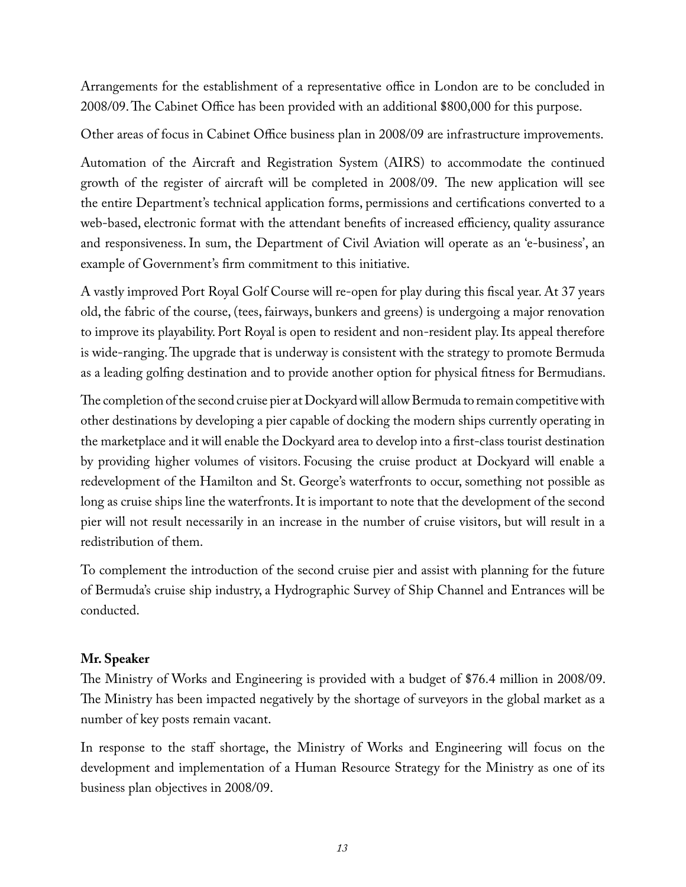Arrangements for the establishment of a representative office in London are to be concluded in 2008/09. The Cabinet Office has been provided with an additional $800,000 for this purpose.

Other areas of focus in Cabinet Office business plan in 2008/09 are infrastructure improvements.

Automation of the Aircraft and Registration System (AIRS) to accommodate the continued growth of the register of aircraft will be completed in 2008/09. The new application will see the entire Department's technical application forms, permissions and certifications converted to a web-based, electronic format with the attendant benefits of increased efficiency, quality assurance and responsiveness. In sum, the Department of Civil Aviation will operate as an 'e-business', an example of Government's firm commitment to this initiative.

A vastly improved Port Royal Golf Course will re-open for play during this fiscal year. At 37 years old, the fabric of the course, (tees, fairways, bunkers and greens) is undergoing a major renovation to improve its playability. Port Royal is open to resident and non-resident play. Its appeal therefore is wide-ranging. The upgrade that is underway is consistent with the strategy to promote Bermuda as a leading golfing destination and to provide another option for physical fitness for Bermudians.

The completion of the second cruise pier at Dockyard will allow Bermuda to remain competitive with other destinations by developing a pier capable of docking the modern ships currently operating in the marketplace and it will enable the Dockyard area to develop into a first-class tourist destination by providing higher volumes of visitors. Focusing the cruise product at Dockyard will enable a redevelopment of the Hamilton and St. George's waterfronts to occur, something not possible as long as cruise ships line the waterfronts. It is important to note that the development of the second pier will not result necessarily in an increase in the number of cruise visitors, but will result in a redistribution of them.

To complement the introduction of the second cruise pier and assist with planning for the future of Bermuda's cruise ship industry, a Hydrographic Survey of Ship Channel and Entrances will be conducted.

**Mr. Speaker**

The Ministry of Works and Engineering is provided with a budget of $76.4 million in 2008/09. The Ministry has been impacted negatively by the shortage of surveyors in the global market as a number of key posts remain vacant.

In response to the staff shortage, the Ministry of Works and Engineering will focus on the development and implementation of a Human Resource Strategy for the Ministry as one of its business plan objectives in 2008/09.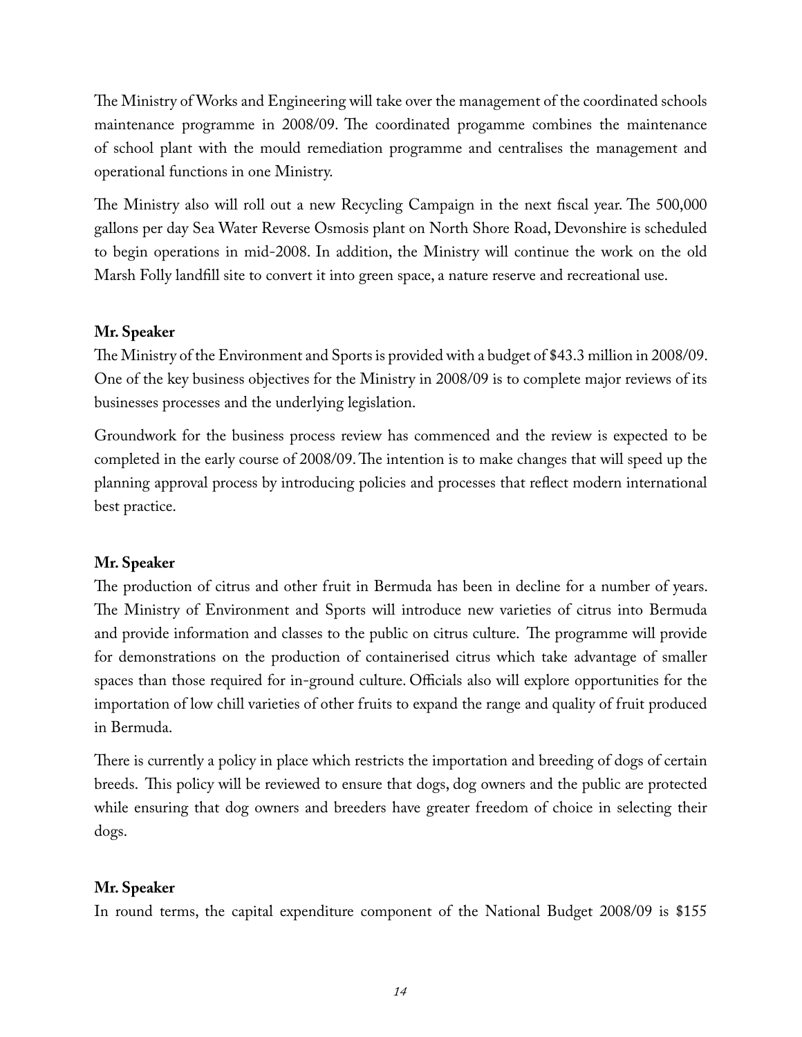The Ministry of Works and Engineering will take over the management of the coordinated schools maintenance programme in 2008/09. The coordinated progamme combines the maintenance of school plant with the mould remediation programme and centralises the management and operational functions in one Ministry.

The Ministry also will roll out a new Recycling Campaign in the next fiscal year. The 500,000 gallons per day Sea Water Reverse Osmosis plant on North Shore Road, Devonshire is scheduled to begin operations in mid-2008. In addition, the Ministry will continue the work on the old Marsh Folly landfill site to convert it into green space, a nature reserve and recreational use.

**Mr. Speaker**

The Ministry of the Environment and Sports is provided with a budget of $43.3 million in 2008/09. One of the key business objectives for the Ministry in 2008/09 is to complete major reviews of its businesses processes and the underlying legislation.

Groundwork for the business process review has commenced and the review is expected to be completed in the early course of 2008/09. The intention is to make changes that will speed up the planning approval process by introducing policies and processes that reflect modern international best practice.

**Mr. Speaker**

The production of citrus and other fruit in Bermuda has been in decline for a number of years. The Ministry of Environment and Sports will introduce new varieties of citrus into Bermuda and provide information and classes to the public on citrus culture. The programme will provide for demonstrations on the production of containerised citrus which take advantage of smaller spaces than those required for in-ground culture. Officials also will explore opportunities for the importation of low chill varieties of other fruits to expand the range and quality of fruit produced in Bermuda.

There is currently a policy in place which restricts the importation and breeding of dogs of certain breeds. This policy will be reviewed to ensure that dogs, dog owners and the public are protected while ensuring that dog owners and breeders have greater freedom of choice in selecting their dogs.

**Mr. Speaker**

In round terms, the capital expenditure component of the National Budget 2008/09 is $155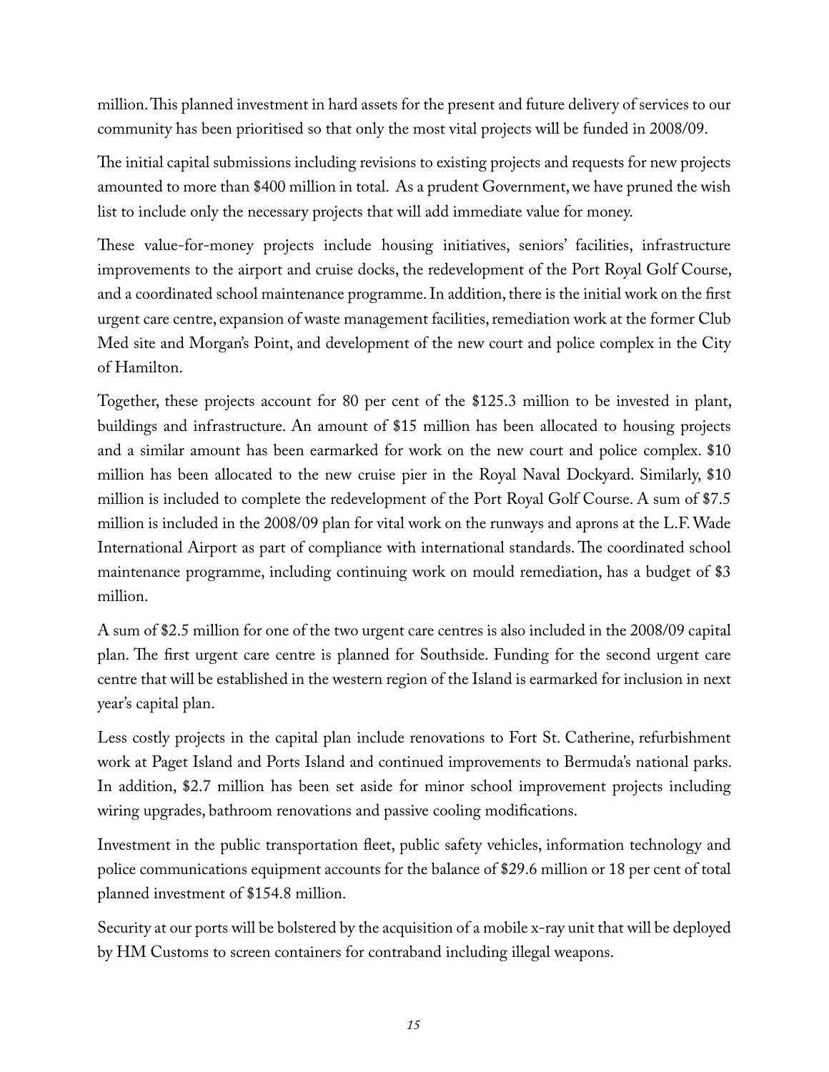million. This planned investment in hard assets for the present and future delivery of services to our community has been prioritised so that only the most vital projects will be funded in 2008/09.

The initial capital submissions including revisions to existing projects and requests for new projects amounted to more than $400 million in total. As a prudent Government, we have pruned the wish list to include only the necessary projects that will add immediate value for money.

These value-for-money projects include housing initiatives, seniors' facilities, infrastructure improvements to the airport and cruise docks, the redevelopment of the Port Royal Golf Course, and a coordinated school maintenance programme. In addition, there is the initial work on the first urgent care centre, expansion of waste management facilities, remediation work at the former Club Med site and Morgan's Point, and development of the new court and police complex in the City of Hamilton.

Together, these projects account for 80 per cent of the $125.3 million to be invested in plant, buildings and infrastructure. An amount of $15 million has been allocated to housing projects and a similar amount has been earmarked for work on the new court and police complex. $10 million has been allocated to the new cruise pier in the Royal Naval Dockyard. Similarly, $10 million is included to complete the redevelopment of the Port Royal Golf Course. A sum of $7.5 million is included in the 2008/09 plan for vital work on the runways and aprons at the L.F. Wade International Airport as part of compliance with international standards. The coordinated school maintenance programme, including continuing work on mould remediation, has a budget of $3 million.

A sum of $2.5 million for one of the two urgent care centres is also included in the 2008/09 capital plan. The first urgent care centre is planned for Southside. Funding for the second urgent care centre that will be established in the western region of the Island is earmarked for inclusion in next year's capital plan.

Less costly projects in the capital plan include renovations to Fort St. Catherine, refurbishment work at Paget Island and Ports Island and continued improvements to Bermuda's national parks. In addition, $2.7 million has been set aside for minor school improvement projects including wiring upgrades, bathroom renovations and passive cooling modifications.

Investment in the public transportation fleet, public safety vehicles, information technology and police communications equipment accounts for the balance of $29.6 million or 18 per cent of total planned investment of $154.8 million.

Security at our ports will be bolstered by the acquisition of a mobile x-ray unit that will be deployed by HM Customs to screen containers for contraband including illegal weapons.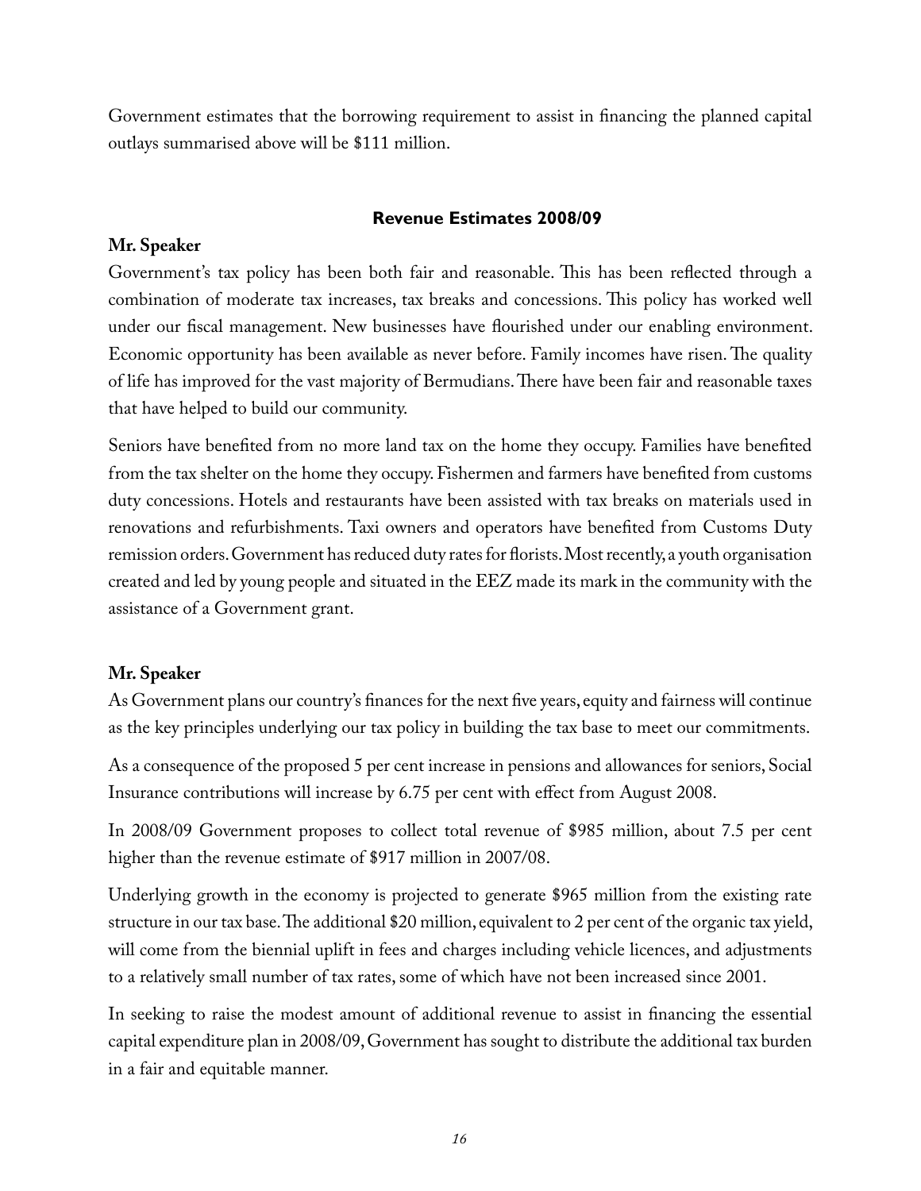Government estimates that the borrowing requirement to assist in financing the planned capital outlays summarised above will be $111 million.

## Revenue Estimates 2008/09

**Mr. Speaker**

Government's tax policy has been both fair and reasonable. This has been reflected through a combination of moderate tax increases, tax breaks and concessions. This policy has worked well under our fiscal management. New businesses have flourished under our enabling environment. Economic opportunity has been available as never before. Family incomes have risen. The quality of life has improved for the vast majority of Bermudians. There have been fair and reasonable taxes that have helped to build our community.

Seniors have benefited from no more land tax on the home they occupy. Families have benefited from the tax shelter on the home they occupy. Fishermen and farmers have benefited from customs duty concessions. Hotels and restaurants have been assisted with tax breaks on materials used in renovations and refurbishments. Taxi owners and operators have benefited from Customs Duty remission orders. Government has reduced duty rates for florists. Most recently, a youth organisation created and led by young people and situated in the EEZ made its mark in the community with the assistance of a Government grant.

**Mr. Speaker**

As Government plans our country's finances for the next five years, equity and fairness will continue as the key principles underlying our tax policy in building the tax base to meet our commitments.

As a consequence of the proposed 5 per cent increase in pensions and allowances for seniors, Social Insurance contributions will increase by 6.75 per cent with effect from August 2008.

In 2008/09 Government proposes to collect total revenue of $985 million, about 7.5 per cent higher than the revenue estimate of $917 million in 2007/08.

Underlying growth in the economy is projected to generate $965 million from the existing rate structure in our tax base. The additional $20 million, equivalent to 2 per cent of the organic tax yield, will come from the biennial uplift in fees and charges including vehicle licences, and adjustments to a relatively small number of tax rates, some of which have not been increased since 2001.

In seeking to raise the modest amount of additional revenue to assist in financing the essential capital expenditure plan in 2008/09, Government has sought to distribute the additional tax burden in a fair and equitable manner.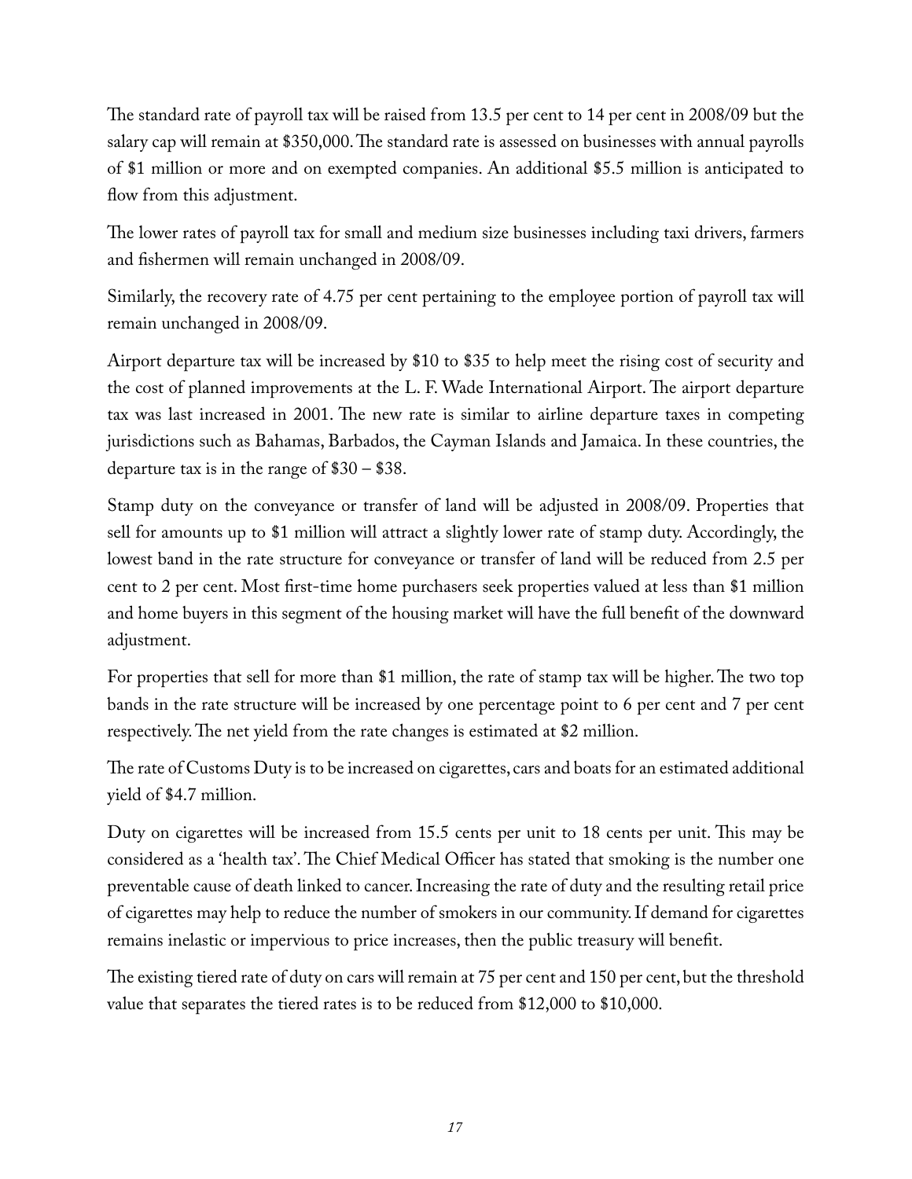The standard rate of payroll tax will be raised from 13.5 per cent to 14 per cent in 2008/09 but the salary cap will remain at $350,000. The standard rate is assessed on businesses with annual payrolls of $1 million or more and on exempted companies. An additional $5.5 million is anticipated to flow from this adjustment.

The lower rates of payroll tax for small and medium size businesses including taxi drivers, farmers and fishermen will remain unchanged in 2008/09.

Similarly, the recovery rate of 4.75 per cent pertaining to the employee portion of payroll tax will remain unchanged in 2008/09.

Airport departure tax will be increased by $10 to $35 to help meet the rising cost of security and the cost of planned improvements at the L. F. Wade International Airport. The airport departure tax was last increased in 2001. The new rate is similar to airline departure taxes in competing jurisdictions such as Bahamas, Barbados, the Cayman Islands and Jamaica. In these countries, the departure tax is in the range of $30 – $38.

Stamp duty on the conveyance or transfer of land will be adjusted in 2008/09. Properties that sell for amounts up to $1 million will attract a slightly lower rate of stamp duty. Accordingly, the lowest band in the rate structure for conveyance or transfer of land will be reduced from 2.5 per cent to 2 per cent. Most first-time home purchasers seek properties valued at less than $1 million and home buyers in this segment of the housing market will have the full benefit of the downward adjustment.

For properties that sell for more than $1 million, the rate of stamp tax will be higher. The two top bands in the rate structure will be increased by one percentage point to 6 per cent and 7 per cent respectively. The net yield from the rate changes is estimated at $2 million.

The rate of Customs Duty is to be increased on cigarettes, cars and boats for an estimated additional yield of $4.7 million.

Duty on cigarettes will be increased from 15.5 cents per unit to 18 cents per unit. This may be considered as a 'health tax'. The Chief Medical Officer has stated that smoking is the number one preventable cause of death linked to cancer. Increasing the rate of duty and the resulting retail price of cigarettes may help to reduce the number of smokers in our community. If demand for cigarettes remains inelastic or impervious to price increases, then the public treasury will benefit.

The existing tiered rate of duty on cars will remain at 75 per cent and 150 per cent, but the threshold value that separates the tiered rates is to be reduced from $12,000 to $10,000.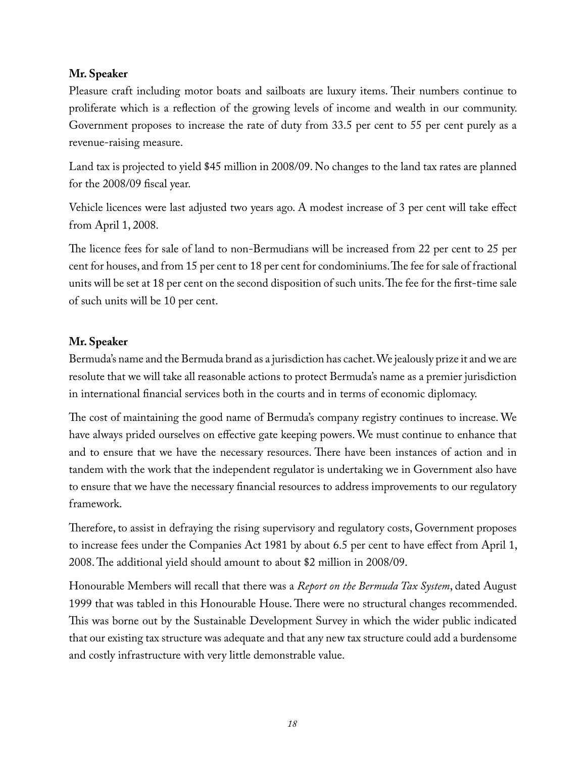**Mr. Speaker**

Pleasure craft including motor boats and sailboats are luxury items. Their numbers continue to proliferate which is a reflection of the growing levels of income and wealth in our community. Government proposes to increase the rate of duty from 33.5 per cent to 55 per cent purely as a revenue-raising measure.

Land tax is projected to yield $45 million in 2008/09. No changes to the land tax rates are planned for the 2008/09 fiscal year.

Vehicle licences were last adjusted two years ago. A modest increase of 3 per cent will take effect from April 1, 2008.

The licence fees for sale of land to non-Bermudians will be increased from 22 per cent to 25 per cent for houses, and from 15 per cent to 18 per cent for condominiums. The fee for sale of fractional units will be set at 18 per cent on the second disposition of such units. The fee for the first-time sale of such units will be 10 per cent.

**Mr. Speaker**

Bermuda's name and the Bermuda brand as a jurisdiction has cachet. We jealously prize it and we are resolute that we will take all reasonable actions to protect Bermuda's name as a premier jurisdiction in international financial services both in the courts and in terms of economic diplomacy.

The cost of maintaining the good name of Bermuda's company registry continues to increase. We have always prided ourselves on effective gate keeping powers. We must continue to enhance that and to ensure that we have the necessary resources. There have been instances of action and in tandem with the work that the independent regulator is undertaking we in Government also have to ensure that we have the necessary financial resources to address improvements to our regulatory framework.

Therefore, to assist in defraying the rising supervisory and regulatory costs, Government proposes to increase fees under the Companies Act 1981 by about 6.5 per cent to have effect from April 1, 2008. The additional yield should amount to about $2 million in 2008/09.

Honourable Members will recall that there was a *Report on the Bermuda Tax System*, dated August 1999 that was tabled in this Honourable House. There were no structural changes recommended. This was borne out by the Sustainable Development Survey in which the wider public indicated that our existing tax structure was adequate and that any new tax structure could add a burdensome and costly infrastructure with very little demonstrable value.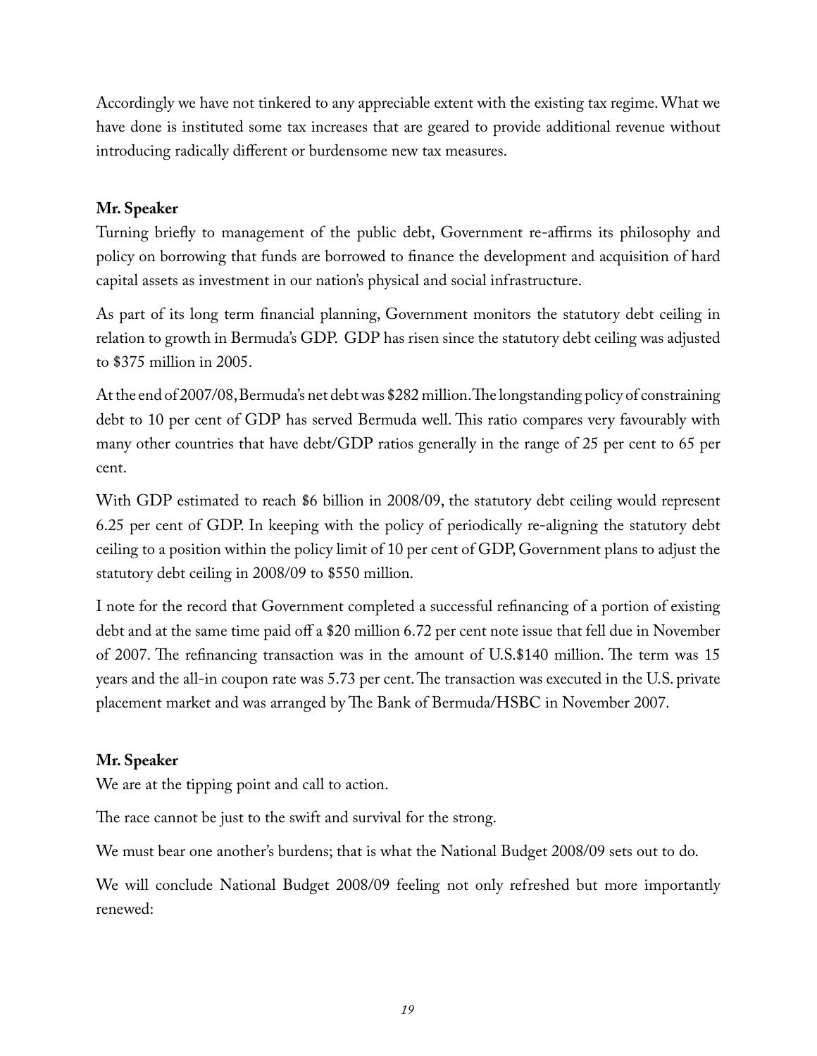Accordingly we have not tinkered to any appreciable extent with the existing tax regime. What we have done is instituted some tax increases that are geared to provide additional revenue without introducing radically different or burdensome new tax measures.

**Mr. Speaker**

Turning briefly to management of the public debt, Government re-affirms its philosophy and policy on borrowing that funds are borrowed to finance the development and acquisition of hard capital assets as investment in our nation's physical and social infrastructure.

As part of its long term financial planning, Government monitors the statutory debt ceiling in relation to growth in Bermuda's GDP. GDP has risen since the statutory debt ceiling was adjusted to $375 million in 2005.

At the end of 2007/08, Bermuda's net debt was $282 million. The longstanding policy of constraining debt to 10 per cent of GDP has served Bermuda well. This ratio compares very favourably with many other countries that have debt/GDP ratios generally in the range of 25 per cent to 65 per cent.

With GDP estimated to reach $6 billion in 2008/09, the statutory debt ceiling would represent 6.25 per cent of GDP. In keeping with the policy of periodically re-aligning the statutory debt ceiling to a position within the policy limit of 10 per cent of GDP, Government plans to adjust the statutory debt ceiling in 2008/09 to $550 million.

I note for the record that Government completed a successful refinancing of a portion of existing debt and at the same time paid off a $20 million 6.72 per cent note issue that fell due in November of 2007. The refinancing transaction was in the amount of U.S.$140 million. The term was 15 years and the all-in coupon rate was 5.73 per cent. The transaction was executed in the U.S. private placement market and was arranged by The Bank of Bermuda/HSBC in November 2007.

**Mr. Speaker**

We are at the tipping point and call to action.

The race cannot be just to the swift and survival for the strong.

We must bear one another's burdens; that is what the National Budget 2008/09 sets out to do.

We will conclude National Budget 2008/09 feeling not only refreshed but more importantly renewed: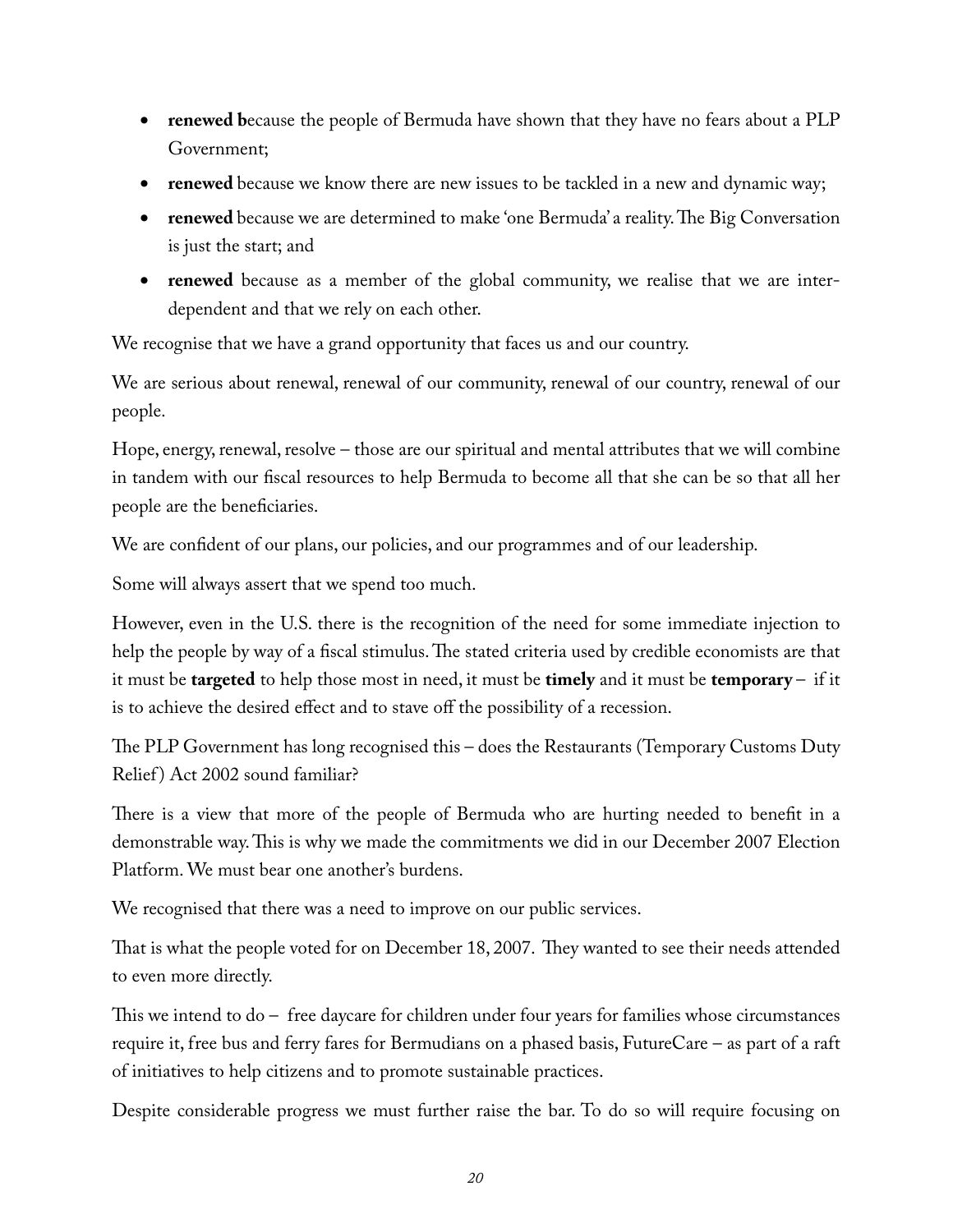- **renewed b**ecause the people of Bermuda have shown that they have no fears about a PLP Government;
- **renewed** because we know there are new issues to be tackled in a new and dynamic way;
- **renewed** because we are determined to make 'one Bermuda' a reality. The Big Conversation is just the start; and
- **renewed** because as a member of the global community, we realise that we are inter-dependent and that we rely on each other.

We recognise that we have a grand opportunity that faces us and our country.

We are serious about renewal, renewal of our community, renewal of our country, renewal of our people.

Hope, energy, renewal, resolve – those are our spiritual and mental attributes that we will combine in tandem with our fiscal resources to help Bermuda to become all that she can be so that all her people are the beneficiaries.

We are confident of our plans, our policies, and our programmes and of our leadership.

Some will always assert that we spend too much.

However, even in the U.S. there is the recognition of the need for some immediate injection to help the people by way of a fiscal stimulus. The stated criteria used by credible economists are that it must be **targeted** to help those most in need, it must be **timely** and it must be **temporary** – if it is to achieve the desired effect and to stave off the possibility of a recession.

The PLP Government has long recognised this – does the Restaurants (Temporary Customs Duty Relief) Act 2002 sound familiar?

There is a view that more of the people of Bermuda who are hurting needed to benefit in a demonstrable way. This is why we made the commitments we did in our December 2007 Election Platform. We must bear one another's burdens.

We recognised that there was a need to improve on our public services.

That is what the people voted for on December 18, 2007. They wanted to see their needs attended to even more directly.

This we intend to do – free daycare for children under four years for families whose circumstances require it, free bus and ferry fares for Bermudians on a phased basis, FutureCare – as part of a raft of initiatives to help citizens and to promote sustainable practices.

Despite considerable progress we must further raise the bar. To do so will require focusing on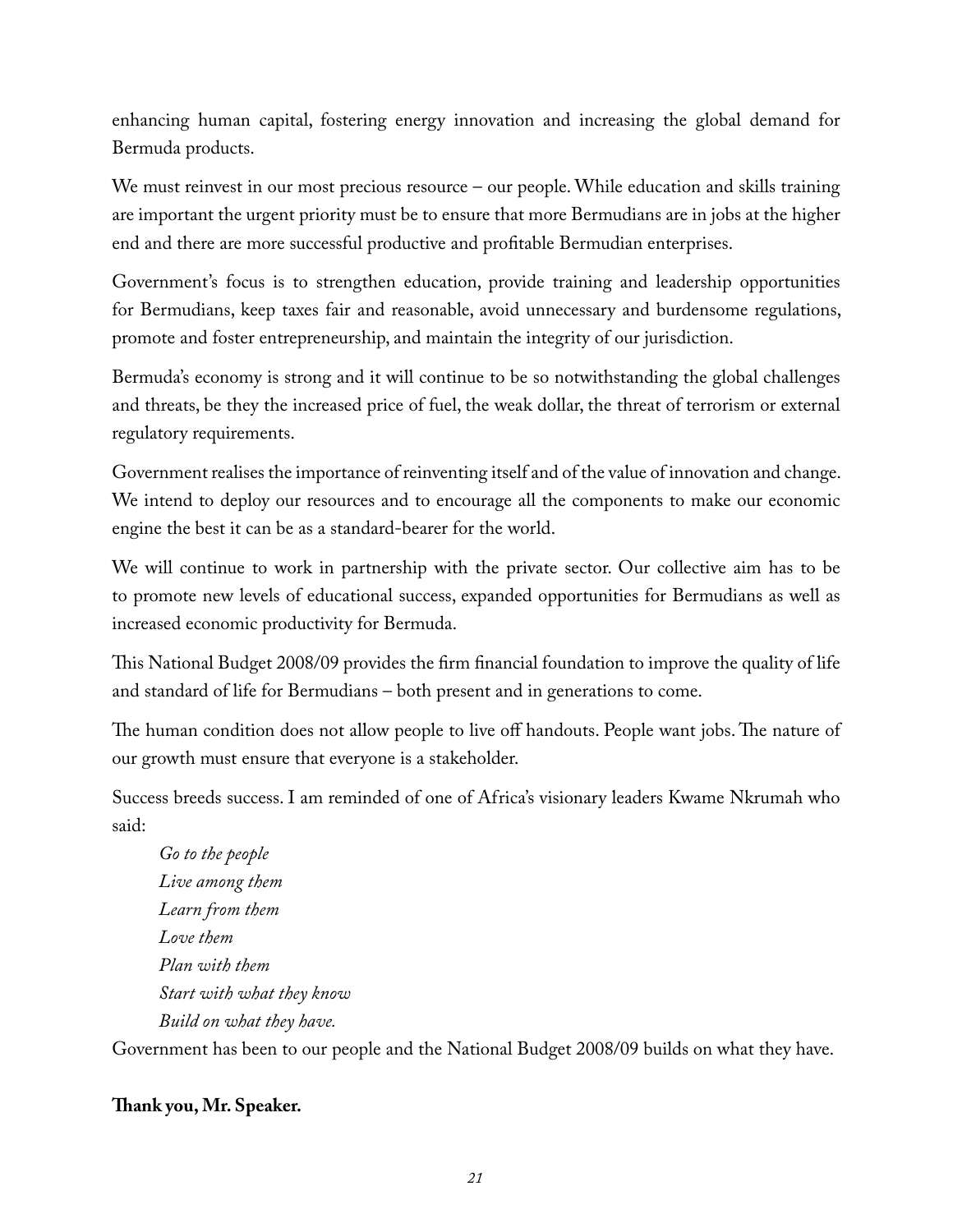enhancing human capital, fostering energy innovation and increasing the global demand for Bermuda products.

We must reinvest in our most precious resource – our people. While education and skills training are important the urgent priority must be to ensure that more Bermudians are in jobs at the higher end and there are more successful productive and profitable Bermudian enterprises.

Government's focus is to strengthen education, provide training and leadership opportunities for Bermudians, keep taxes fair and reasonable, avoid unnecessary and burdensome regulations, promote and foster entrepreneurship, and maintain the integrity of our jurisdiction.

Bermuda's economy is strong and it will continue to be so notwithstanding the global challenges and threats, be they the increased price of fuel, the weak dollar, the threat of terrorism or external regulatory requirements.

Government realises the importance of reinventing itself and of the value of innovation and change. We intend to deploy our resources and to encourage all the components to make our economic engine the best it can be as a standard-bearer for the world.

We will continue to work in partnership with the private sector. Our collective aim has to be to promote new levels of educational success, expanded opportunities for Bermudians as well as increased economic productivity for Bermuda.

This National Budget 2008/09 provides the firm financial foundation to improve the quality of life and standard of life for Bermudians – both present and in generations to come.

The human condition does not allow people to live off handouts. People want jobs. The nature of our growth must ensure that everyone is a stakeholder.

Success breeds success. I am reminded of one of Africa's visionary leaders Kwame Nkrumah who said:

> *Go to the people*
> *Live among them*
> *Learn from them*
> *Love them*
> *Plan with them*
> *Start with what they know*
> *Build on what they have.*

Government has been to our people and the National Budget 2008/09 builds on what they have.

**Thank you, Mr. Speaker.**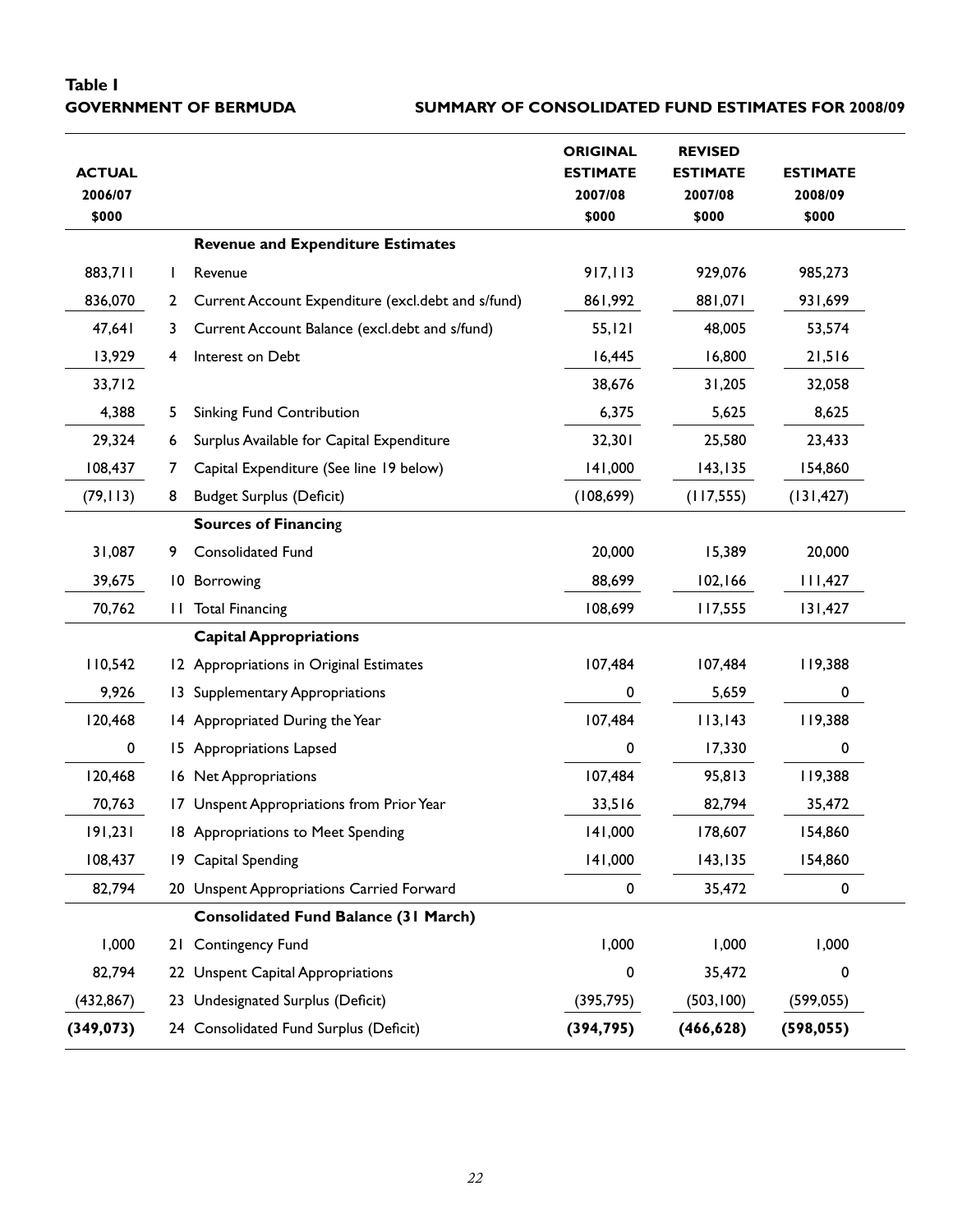**Table I**

**GOVERNMENT OF BERMUDA** **SUMMARY OF CONSOLIDATED FUND ESTIMATES FOR 2008/09**

| ACTUAL 2006/07 $000 | | | ORIGINAL ESTIMATE 2007/08 $000 | REVISED ESTIMATE 2007/08 $000 | ESTIMATE 2008/09 $000 |
|---|---|---|---|---|---|
| | | **Revenue and Expenditure Estimates** | | | |
| 883,711 | 1 | Revenue | 917,113 | 929,076 | 985,273 |
| 836,070 | 2 | Current Account Expenditure (excl.debt and s/fund) | 861,992 | 881,071 | 931,699 |
| 47,641 | 3 | Current Account Balance (excl.debt and s/fund) | 55,121 | 48,005 | 53,574 |
| 13,929 | 4 | Interest on Debt | 16,445 | 16,800 | 21,516 |
| 33,712 | | | 38,676 | 31,205 | 32,058 |
| 4,388 | 5 | Sinking Fund Contribution | 6,375 | 5,625 | 8,625 |
| 29,324 | 6 | Surplus Available for Capital Expenditure | 32,301 | 25,580 | 23,433 |
| 108,437 | 7 | Capital Expenditure (See line 19 below) | 141,000 | 143,135 | 154,860 |
| (79,113) | 8 | Budget Surplus (Deficit) | (108,699) | (117,555) | (131,427) |
| | | **Sources of Financing** | | | |
| 31,087 | 9 | Consolidated Fund | 20,000 | 15,389 | 20,000 |
| 39,675 | 10 | Borrowing | 88,699 | 102,166 | 111,427 |
| 70,762 | 11 | Total Financing | 108,699 | 117,555 | 131,427 |
| | | **Capital Appropriations** | | | |
| 110,542 | 12 | Appropriations in Original Estimates | 107,484 | 107,484 | 119,388 |
| 9,926 | 13 | Supplementary Appropriations | 0 | 5,659 | 0 |
| 120,468 | 14 | Appropriated During the Year | 107,484 | 113,143 | 119,388 |
| 0 | 15 | Appropriations Lapsed | 0 | 17,330 | 0 |
| 120,468 | 16 | Net Appropriations | 107,484 | 95,813 | 119,388 |
| 70,763 | 17 | Unspent Appropriations from Prior Year | 33,516 | 82,794 | 35,472 |
| 191,231 | 18 | Appropriations to Meet Spending | 141,000 | 178,607 | 154,860 |
| 108,437 | 19 | Capital Spending | 141,000 | 143,135 | 154,860 |
| 82,794 | 20 | Unspent Appropriations Carried Forward | 0 | 35,472 | 0 |
| | | **Consolidated Fund Balance (31 March)** | | | |
| 1,000 | 21 | Contingency Fund | 1,000 | 1,000 | 1,000 |
| 82,794 | 22 | Unspent Capital Appropriations | 0 | 35,472 | 0 |
| (432,867) | 23 | Undesignated Surplus (Deficit) | (395,795) | (503,100) | (599,055) |
| **(349,073)** | 24 | Consolidated Fund Surplus (Deficit) | **(394,795)** | **(466,628)** | **(598,055)** |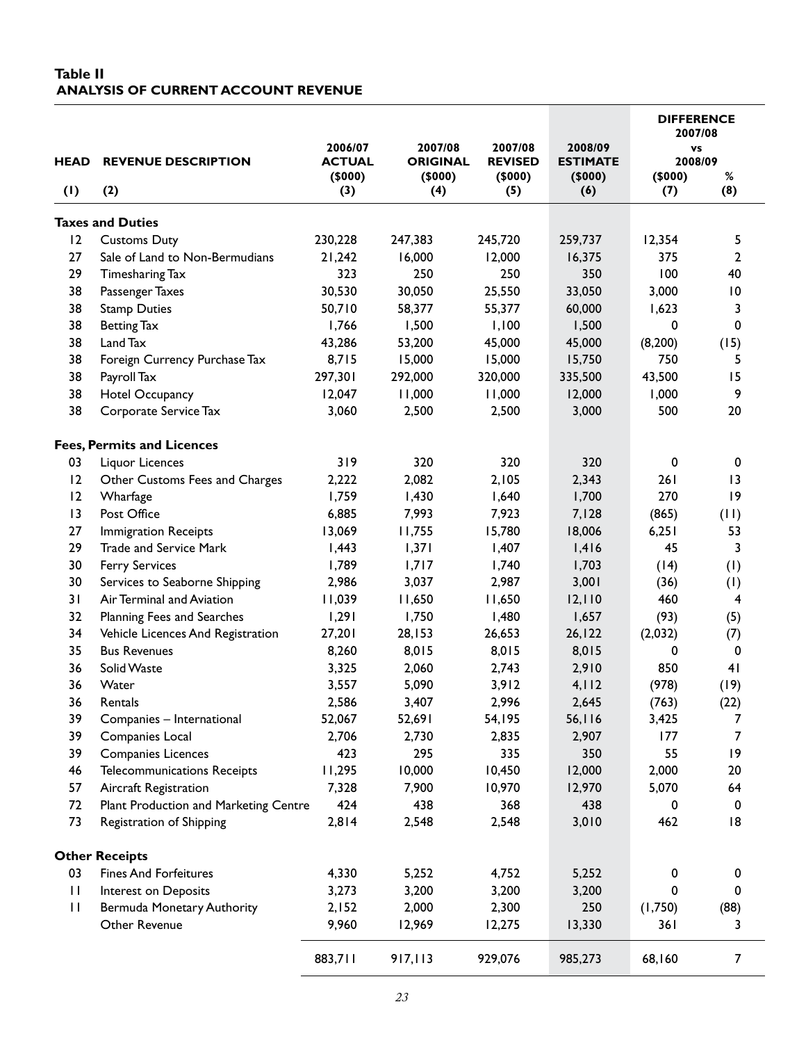**Table II**
**ANALYSIS OF CURRENT ACCOUNT REVENUE**

| HEAD | REVENUE DESCRIPTION | 2006/07 ACTUAL ($000) | 2007/08 ORIGINAL ($000) | 2007/08 REVISED ($000) | 2008/09 ESTIMATE ($000) | DIFFERENCE 2007/08 vs 2008/09 ($000) | % |
|---|---|---|---|---|---|---|---|
| (1) | (2) | (3) | (4) | (5) | (6) | (7) | (8) |
| **Taxes and Duties** | | | | | | | |
| 12 | Customs Duty | 230,228 | 247,383 | 245,720 | 259,737 | 12,354 | 5 |
| 27 | Sale of Land to Non-Bermudians | 21,242 | 16,000 | 12,000 | 16,375 | 375 | 2 |
| 29 | Timesharing Tax | 323 | 250 | 250 | 350 | 100 | 40 |
| 38 | Passenger Taxes | 30,530 | 30,050 | 25,550 | 33,050 | 3,000 | 10 |
| 38 | Stamp Duties | 50,710 | 58,377 | 55,377 | 60,000 | 1,623 | 3 |
| 38 | Betting Tax | 1,766 | 1,500 | 1,100 | 1,500 | 0 | 0 |
| 38 | Land Tax | 43,286 | 53,200 | 45,000 | 45,000 | (8,200) | (15) |
| 38 | Foreign Currency Purchase Tax | 8,715 | 15,000 | 15,000 | 15,750 | 750 | 5 |
| 38 | Payroll Tax | 297,301 | 292,000 | 320,000 | 335,500 | 43,500 | 15 |
| 38 | Hotel Occupancy | 12,047 | 11,000 | 11,000 | 12,000 | 1,000 | 9 |
| 38 | Corporate Service Tax | 3,060 | 2,500 | 2,500 | 3,000 | 500 | 20 |
| **Fees, Permits and Licences** | | | | | | | |
| 03 | Liquor Licences | 319 | 320 | 320 | 320 | 0 | 0 |
| 12 | Other Customs Fees and Charges | 2,222 | 2,082 | 2,105 | 2,343 | 261 | 13 |
| 12 | Wharfage | 1,759 | 1,430 | 1,640 | 1,700 | 270 | 19 |
| 13 | Post Office | 6,885 | 7,993 | 7,923 | 7,128 | (865) | (11) |
| 27 | Immigration Receipts | 13,069 | 11,755 | 15,780 | 18,006 | 6,251 | 53 |
| 29 | Trade and Service Mark | 1,443 | 1,371 | 1,407 | 1,416 | 45 | 3 |
| 30 | Ferry Services | 1,789 | 1,717 | 1,740 | 1,703 | (14) | (1) |
| 30 | Services to Seaborne Shipping | 2,986 | 3,037 | 2,987 | 3,001 | (36) | (1) |
| 31 | Air Terminal and Aviation | 11,039 | 11,650 | 11,650 | 12,110 | 460 | 4 |
| 32 | Planning Fees and Searches | 1,291 | 1,750 | 1,480 | 1,657 | (93) | (5) |
| 34 | Vehicle Licences And Registration | 27,201 | 28,153 | 26,653 | 26,122 | (2,032) | (7) |
| 35 | Bus Revenues | 8,260 | 8,015 | 8,015 | 8,015 | 0 | 0 |
| 36 | Solid Waste | 3,325 | 2,060 | 2,743 | 2,910 | 850 | 41 |
| 36 | Water | 3,557 | 5,090 | 3,912 | 4,112 | (978) | (19) |
| 36 | Rentals | 2,586 | 3,407 | 2,996 | 2,645 | (763) | (22) |
| 39 | Companies – International | 52,067 | 52,691 | 54,195 | 56,116 | 3,425 | 7 |
| 39 | Companies Local | 2,706 | 2,730 | 2,835 | 2,907 | 177 | 7 |
| 39 | Companies Licences | 423 | 295 | 335 | 350 | 55 | 19 |
| 46 | Telecommunications Receipts | 11,295 | 10,000 | 10,450 | 12,000 | 2,000 | 20 |
| 57 | Aircraft Registration | 7,328 | 7,900 | 10,970 | 12,970 | 5,070 | 64 |
| 72 | Plant Production and Marketing Centre | 424 | 438 | 368 | 438 | 0 | 0 |
| 73 | Registration of Shipping | 2,814 | 2,548 | 2,548 | 3,010 | 462 | 18 |
| **Other Receipts** | | | | | | | |
| 03 | Fines And Forfeitures | 4,330 | 5,252 | 4,752 | 5,252 | 0 | 0 |
| 11 | Interest on Deposits | 3,273 | 3,200 | 3,200 | 3,200 | 0 | 0 |
| 11 | Bermuda Monetary Authority | 2,152 | 2,000 | 2,300 | 250 | (1,750) | (88) |
| | Other Revenue | 9,960 | 12,969 | 12,275 | 13,330 | 361 | 3 |
| | | 883,711 | 917,113 | 929,076 | 985,273 | 68,160 | 7 |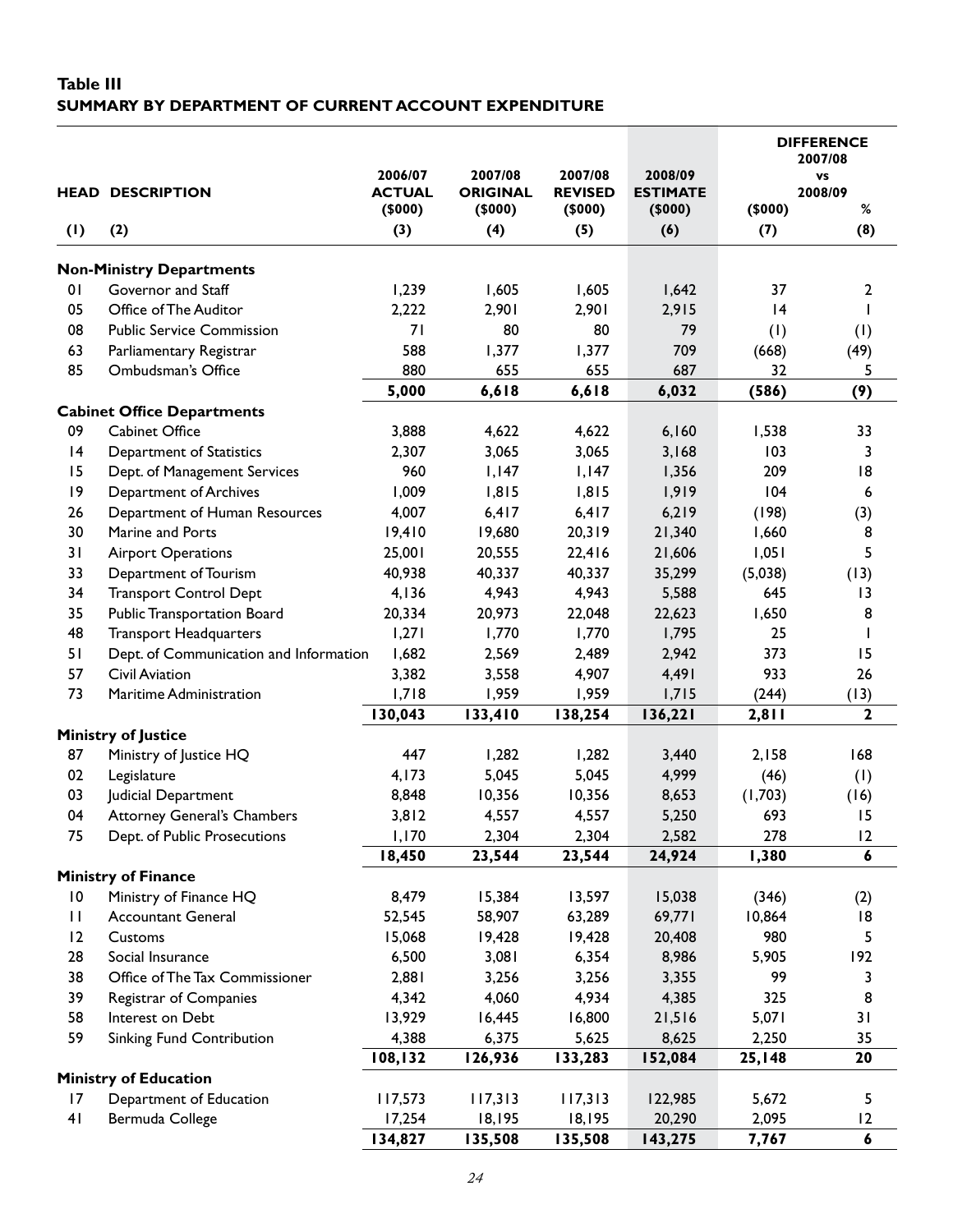**Table III**
**SUMMARY BY DEPARTMENT OF CURRENT ACCOUNT EXPENDITURE**

| HEAD | DESCRIPTION | 2006/07 ACTUAL ($000) | 2007/08 ORIGINAL ($000) | 2007/08 REVISED ($000) | 2008/09 ESTIMATE ($000) | DIFFERENCE 2007/08 vs 2008/09 ($000) | % |
|---|---|---|---|---|---|---|---|
| (1) | (2) | (3) | (4) | (5) | (6) | (7) | (8) |
| | **Non-Ministry Departments** | | | | | | |
| 01 | Governor and Staff | 1,239 | 1,605 | 1,605 | 1,642 | 37 | 2 |
| 05 | Office of The Auditor | 2,222 | 2,901 | 2,901 | 2,915 | 14 | 1 |
| 08 | Public Service Commission | 71 | 80 | 80 | 79 | (1) | (1) |
| 63 | Parliamentary Registrar | 588 | 1,377 | 1,377 | 709 | (668) | (49) |
| 85 | Ombudsman's Office | 880 | 655 | 655 | 687 | 32 | 5 |
| | | **5,000** | **6,618** | **6,618** | **6,032** | **(586)** | **(9)** |
| | **Cabinet Office Departments** | | | | | | |
| 09 | Cabinet Office | 3,888 | 4,622 | 4,622 | 6,160 | 1,538 | 33 |
| 14 | Department of Statistics | 2,307 | 3,065 | 3,065 | 3,168 | 103 | 3 |
| 15 | Dept. of Management Services | 960 | 1,147 | 1,147 | 1,356 | 209 | 18 |
| 19 | Department of Archives | 1,009 | 1,815 | 1,815 | 1,919 | 104 | 6 |
| 26 | Department of Human Resources | 4,007 | 6,417 | 6,417 | 6,219 | (198) | (3) |
| 30 | Marine and Ports | 19,410 | 19,680 | 20,319 | 21,340 | 1,660 | 8 |
| 31 | Airport Operations | 25,001 | 20,555 | 22,416 | 21,606 | 1,051 | 5 |
| 33 | Department of Tourism | 40,938 | 40,337 | 40,337 | 35,299 | (5,038) | (13) |
| 34 | Transport Control Dept | 4,136 | 4,943 | 4,943 | 5,588 | 645 | 13 |
| 35 | Public Transportation Board | 20,334 | 20,973 | 22,048 | 22,623 | 1,650 | 8 |
| 48 | Transport Headquarters | 1,271 | 1,770 | 1,770 | 1,795 | 25 | 1 |
| 51 | Dept. of Communication and Information | 1,682 | 2,569 | 2,489 | 2,942 | 373 | 15 |
| 57 | Civil Aviation | 3,382 | 3,558 | 4,907 | 4,491 | 933 | 26 |
| 73 | Maritime Administration | 1,718 | 1,959 | 1,959 | 1,715 | (244) | (13) |
| | | **130,043** | **133,410** | **138,254** | **136,221** | **2,811** | **2** |
| | **Ministry of Justice** | | | | | | |
| 87 | Ministry of Justice HQ | 447 | 1,282 | 1,282 | 3,440 | 2,158 | 168 |
| 02 | Legislature | 4,173 | 5,045 | 5,045 | 4,999 | (46) | (1) |
| 03 | Judicial Department | 8,848 | 10,356 | 10,356 | 8,653 | (1,703) | (16) |
| 04 | Attorney General's Chambers | 3,812 | 4,557 | 4,557 | 5,250 | 693 | 15 |
| 75 | Dept. of Public Prosecutions | 1,170 | 2,304 | 2,304 | 2,582 | 278 | 12 |
| | | **18,450** | **23,544** | **23,544** | **24,924** | **1,380** | **6** |
| | **Ministry of Finance** | | | | | | |
| 10 | Ministry of Finance HQ | 8,479 | 15,384 | 13,597 | 15,038 | (346) | (2) |
| 11 | Accountant General | 52,545 | 58,907 | 63,289 | 69,771 | 10,864 | 18 |
| 12 | Customs | 15,068 | 19,428 | 19,428 | 20,408 | 980 | 5 |
| 28 | Social Insurance | 6,500 | 3,081 | 6,354 | 8,986 | 5,905 | 192 |
| 38 | Office of The Tax Commissioner | 2,881 | 3,256 | 3,256 | 3,355 | 99 | 3 |
| 39 | Registrar of Companies | 4,342 | 4,060 | 4,934 | 4,385 | 325 | 8 |
| 58 | Interest on Debt | 13,929 | 16,445 | 16,800 | 21,516 | 5,071 | 31 |
| 59 | Sinking Fund Contribution | 4,388 | 6,375 | 5,625 | 8,625 | 2,250 | 35 |
| | | **108,132** | **126,936** | **133,283** | **152,084** | **25,148** | **20** |
| | **Ministry of Education** | | | | | | |
| 17 | Department of Education | 117,573 | 117,313 | 117,313 | 122,985 | 5,672 | 5 |
| 41 | Bermuda College | 17,254 | 18,195 | 18,195 | 20,290 | 2,095 | 12 |
| | | **134,827** | **135,508** | **135,508** | **143,275** | **7,767** | **6** |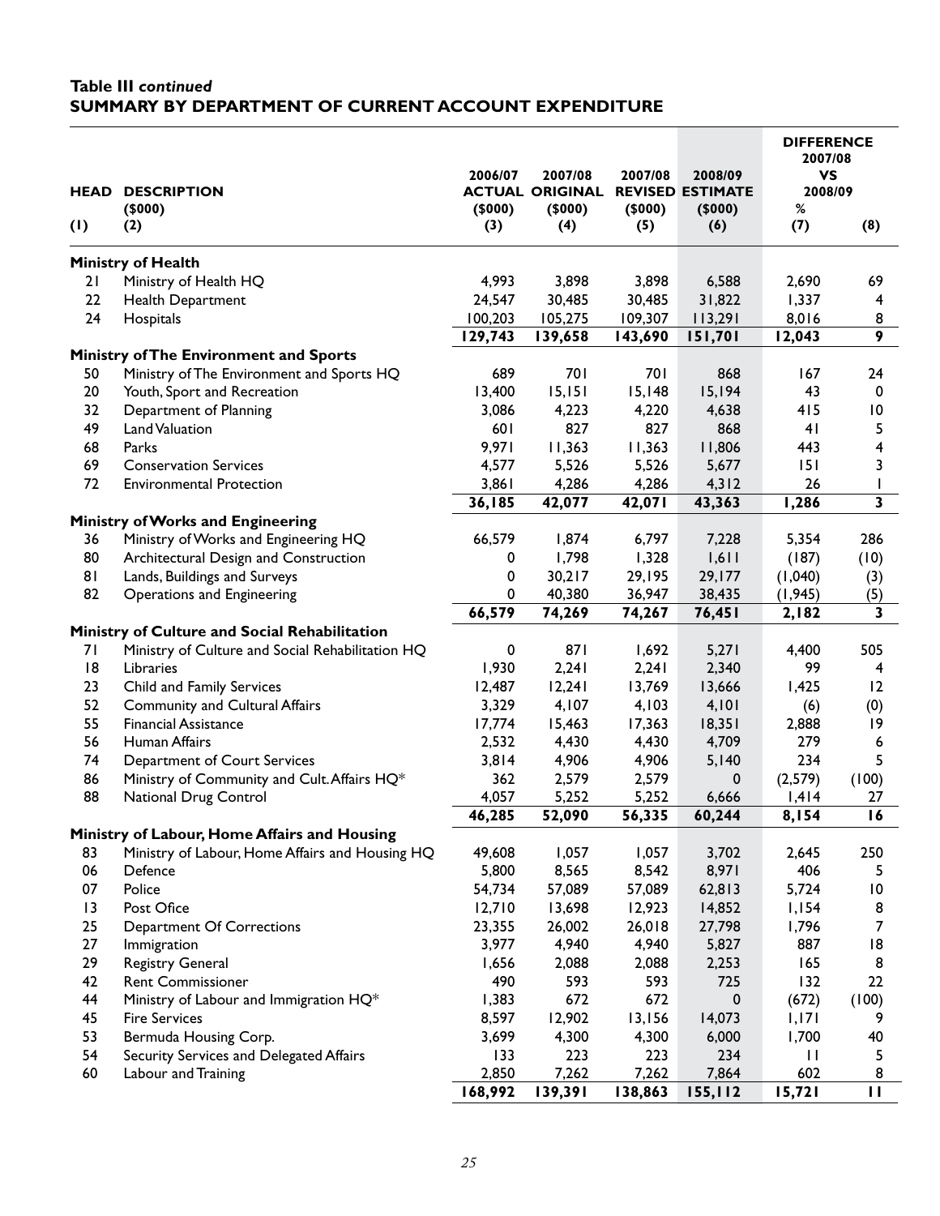**Table III *continued***

**SUMMARY BY DEPARTMENT OF CURRENT ACCOUNT EXPENDITURE**

| HEAD | DESCRIPTION ($000) | 2006/07 ACTUAL ($000) | 2007/08 ORIGINAL ($000) | 2007/08 REVISED ($000) | 2008/09 ESTIMATE ($000) | DIFFERENCE 2007/08 VS 2008/09 | % |
|---|---|---|---|---|---|---|---|
| (1) | (2) | (3) | (4) | (5) | (6) | (7) | (8) |
| | **Ministry of Health** | | | | | | |
| 21 | Ministry of Health HQ | 4,993 | 3,898 | 3,898 | 6,588 | 2,690 | 69 |
| 22 | Health Department | 24,547 | 30,485 | 30,485 | 31,822 | 1,337 | 4 |
| 24 | Hospitals | 100,203 | 105,275 | 109,307 | 113,291 | 8,016 | 8 |
| | | **129,743** | **139,658** | **143,690** | **151,701** | **12,043** | **9** |
| | **Ministry of The Environment and Sports** | | | | | | |
| 50 | Ministry of The Environment and Sports HQ | 689 | 701 | 701 | 868 | 167 | 24 |
| 20 | Youth, Sport and Recreation | 13,400 | 15,151 | 15,148 | 15,194 | 43 | 0 |
| 32 | Department of Planning | 3,086 | 4,223 | 4,220 | 4,638 | 415 | 10 |
| 49 | Land Valuation | 601 | 827 | 827 | 868 | 41 | 5 |
| 68 | Parks | 9,971 | 11,363 | 11,363 | 11,806 | 443 | 4 |
| 69 | Conservation Services | 4,577 | 5,526 | 5,526 | 5,677 | 151 | 3 |
| 72 | Environmental Protection | 3,861 | 4,286 | 4,286 | 4,312 | 26 | 1 |
| | | **36,185** | **42,077** | **42,071** | **43,363** | **1,286** | **3** |
| | **Ministry of Works and Engineering** | | | | | | |
| 36 | Ministry of Works and Engineering HQ | 66,579 | 1,874 | 6,797 | 7,228 | 5,354 | 286 |
| 80 | Architectural Design and Construction | 0 | 1,798 | 1,328 | 1,611 | (187) | (10) |
| 81 | Lands, Buildings and Surveys | 0 | 30,217 | 29,195 | 29,177 | (1,040) | (3) |
| 82 | Operations and Engineering | 0 | 40,380 | 36,947 | 38,435 | (1,945) | (5) |
| | | **66,579** | **74,269** | **74,267** | **76,451** | **2,182** | **3** |
| | **Ministry of Culture and Social Rehabilitation** | | | | | | |
| 71 | Ministry of Culture and Social Rehabilitation HQ | 0 | 871 | 1,692 | 5,271 | 4,400 | 505 |
| 18 | Libraries | 1,930 | 2,241 | 2,241 | 2,340 | 99 | 4 |
| 23 | Child and Family Services | 12,487 | 12,241 | 13,769 | 13,666 | 1,425 | 12 |
| 52 | Community and Cultural Affairs | 3,329 | 4,107 | 4,103 | 4,101 | (6) | (0) |
| 55 | Financial Assistance | 17,774 | 15,463 | 17,363 | 18,351 | 2,888 | 19 |
| 56 | Human Affairs | 2,532 | 4,430 | 4,430 | 4,709 | 279 | 6 |
| 74 | Department of Court Services | 3,814 | 4,906 | 4,906 | 5,140 | 234 | 5 |
| 86 | Ministry of Community and Cult. Affairs HQ* | 362 | 2,579 | 2,579 | 0 | (2,579) | (100) |
| 88 | National Drug Control | 4,057 | 5,252 | 5,252 | 6,666 | 1,414 | 27 |
| | | **46,285** | **52,090** | **56,335** | **60,244** | **8,154** | **16** |
| | **Ministry of Labour, Home Affairs and Housing** | | | | | | |
| 83 | Ministry of Labour, Home Affairs and Housing HQ | 49,608 | 1,057 | 1,057 | 3,702 | 2,645 | 250 |
| 06 | Defence | 5,800 | 8,565 | 8,542 | 8,971 | 406 | 5 |
| 07 | Police | 54,734 | 57,089 | 57,089 | 62,813 | 5,724 | 10 |
| 13 | Post Office | 12,710 | 13,698 | 12,923 | 14,852 | 1,154 | 8 |
| 25 | Department Of Corrections | 23,355 | 26,002 | 26,018 | 27,798 | 1,796 | 7 |
| 27 | Immigration | 3,977 | 4,940 | 4,940 | 5,827 | 887 | 18 |
| 29 | Registry General | 1,656 | 2,088 | 2,088 | 2,253 | 165 | 8 |
| 42 | Rent Commissioner | 490 | 593 | 593 | 725 | 132 | 22 |
| 44 | Ministry of Labour and Immigration HQ* | 1,383 | 672 | 672 | 0 | (672) | (100) |
| 45 | Fire Services | 8,597 | 12,902 | 13,156 | 14,073 | 1,171 | 9 |
| 53 | Bermuda Housing Corp. | 3,699 | 4,300 | 4,300 | 6,000 | 1,700 | 40 |
| 54 | Security Services and Delegated Affairs | 133 | 223 | 223 | 234 | 11 | 5 |
| 60 | Labour and Training | 2,850 | 7,262 | 7,262 | 7,864 | 602 | 8 |
| | | **168,992** | **139,391** | **138,863** | **155,112** | **15,721** | **11** |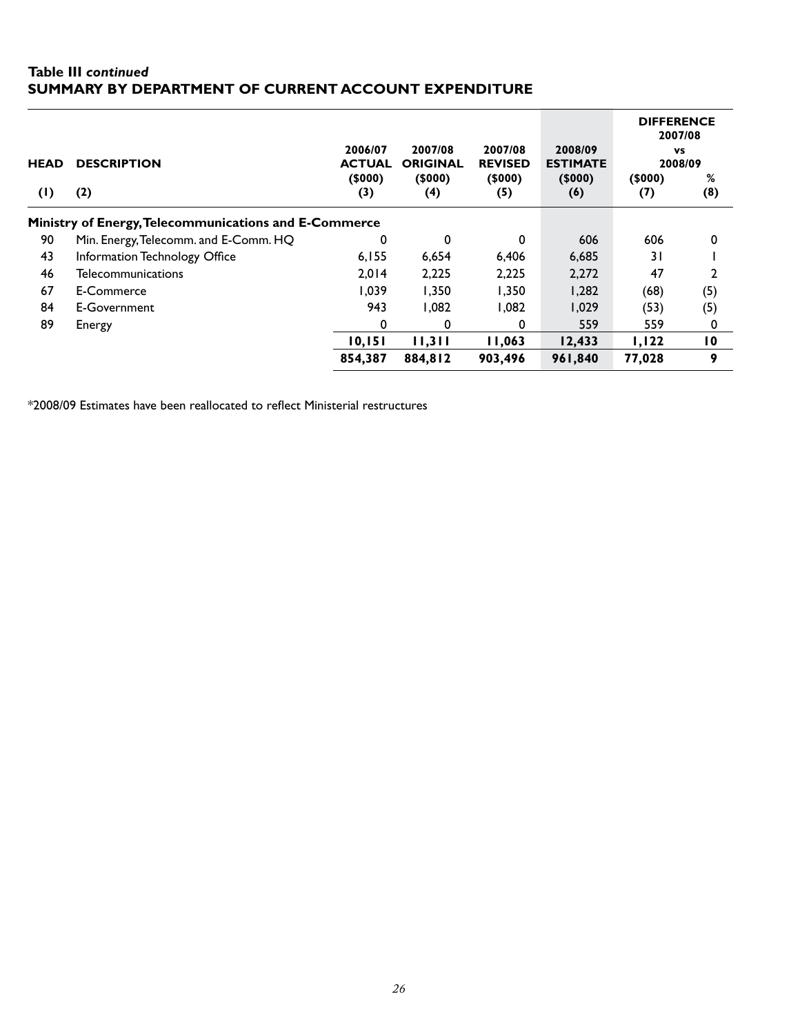**Table III *continued***
**SUMMARY BY DEPARTMENT OF CURRENT ACCOUNT EXPENDITURE**

| HEAD | DESCRIPTION | 2006/07 ACTUAL ($000) | 2007/08 ORIGINAL ($000) | 2007/08 REVISED ($000) | 2008/09 ESTIMATE ($000) | DIFFERENCE 2007/08 vs 2008/09 ($000) | % |
|---|---|---|---|---|---|---|---|
| (1) | (2) | (3) | (4) | (5) | (6) | (7) | (8) |
| **Ministry of Energy, Telecommunications and E-Commerce** | | | | | | | |
| 90 | Min. Energy, Telecomm. and E-Comm. HQ | 0 | 0 | 0 | 606 | 606 | 0 |
| 43 | Information Technology Office | 6,155 | 6,654 | 6,406 | 6,685 | 31 | 1 |
| 46 | Telecommunications | 2,014 | 2,225 | 2,225 | 2,272 | 47 | 2 |
| 67 | E-Commerce | 1,039 | 1,350 | 1,350 | 1,282 | (68) | (5) |
| 84 | E-Government | 943 | 1,082 | 1,082 | 1,029 | (53) | (5) |
| 89 | Energy | 0 | 0 | 0 | 559 | 559 | 0 |
| | | **10,151** | **11,311** | **11,063** | **12,433** | **1,122** | **10** |
| | | **854,387** | **884,812** | **903,496** | **961,840** | **77,028** | **9** |

*2008/09 Estimates have been reallocated to reflect Ministerial restructures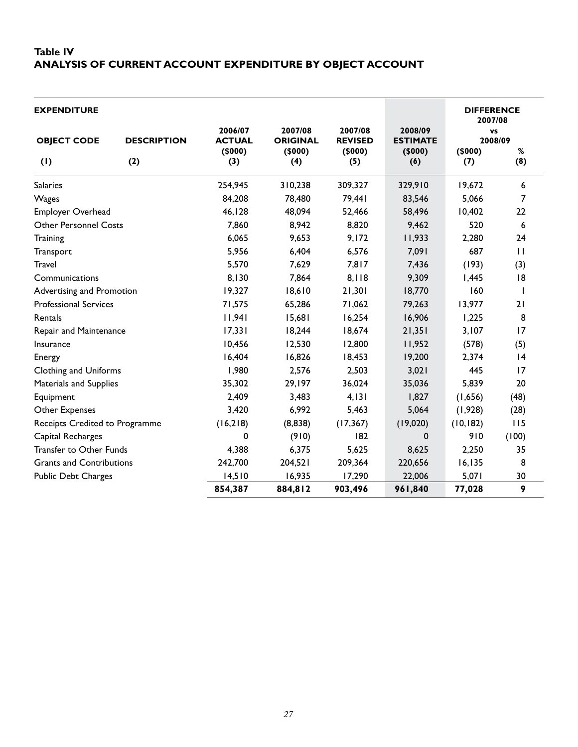**Table IV**
**ANALYSIS OF CURRENT ACCOUNT EXPENDITURE BY OBJECT ACCOUNT**

| **EXPENDITURE** | | | | | | **DIFFERENCE** | |
|---|---|---|---|---|---|---|---|
| | | **2006/07** | **2007/08** | **2007/08** | **2008/09** | **2007/08 vs 2008/09** | |
| **OBJECT CODE** | **DESCRIPTION** | **ACTUAL ($000)** | **ORIGINAL ($000)** | **REVISED ($000)** | **ESTIMATE ($000)** | **($000)** | **%** |
| **(1)** | **(2)** | **(3)** | **(4)** | **(5)** | **(6)** | **(7)** | **(8)** |
| Salaries | | 254,945 | 310,238 | 309,327 | 329,910 | 19,672 | 6 |
| Wages | | 84,208 | 78,480 | 79,441 | 83,546 | 5,066 | 7 |
| Employer Overhead | | 46,128 | 48,094 | 52,466 | 58,496 | 10,402 | 22 |
| Other Personnel Costs | | 7,860 | 8,942 | 8,820 | 9,462 | 520 | 6 |
| Training | | 6,065 | 9,653 | 9,172 | 11,933 | 2,280 | 24 |
| Transport | | 5,956 | 6,404 | 6,576 | 7,091 | 687 | 11 |
| Travel | | 5,570 | 7,629 | 7,817 | 7,436 | (193) | (3) |
| Communications | | 8,130 | 7,864 | 8,118 | 9,309 | 1,445 | 18 |
| Advertising and Promotion | | 19,327 | 18,610 | 21,301 | 18,770 | 160 | 1 |
| Professional Services | | 71,575 | 65,286 | 71,062 | 79,263 | 13,977 | 21 |
| Rentals | | 11,941 | 15,681 | 16,254 | 16,906 | 1,225 | 8 |
| Repair and Maintenance | | 17,331 | 18,244 | 18,674 | 21,351 | 3,107 | 17 |
| Insurance | | 10,456 | 12,530 | 12,800 | 11,952 | (578) | (5) |
| Energy | | 16,404 | 16,826 | 18,453 | 19,200 | 2,374 | 14 |
| Clothing and Uniforms | | 1,980 | 2,576 | 2,503 | 3,021 | 445 | 17 |
| Materials and Supplies | | 35,302 | 29,197 | 36,024 | 35,036 | 5,839 | 20 |
| Equipment | | 2,409 | 3,483 | 4,131 | 1,827 | (1,656) | (48) |
| Other Expenses | | 3,420 | 6,992 | 5,463 | 5,064 | (1,928) | (28) |
| Receipts Credited to Programme | | (16,218) | (8,838) | (17,367) | (19,020) | (10,182) | 115 |
| Capital Recharges | | 0 | (910) | 182 | 0 | 910 | (100) |
| Transfer to Other Funds | | 4,388 | 6,375 | 5,625 | 8,625 | 2,250 | 35 |
| Grants and Contributions | | 242,700 | 204,521 | 209,364 | 220,656 | 16,135 | 8 |
| Public Debt Charges | | 14,510 | 16,935 | 17,290 | 22,006 | 5,071 | 30 |
| | | **854,387** | **884,812** | **903,496** | **961,840** | **77,028** | **9** |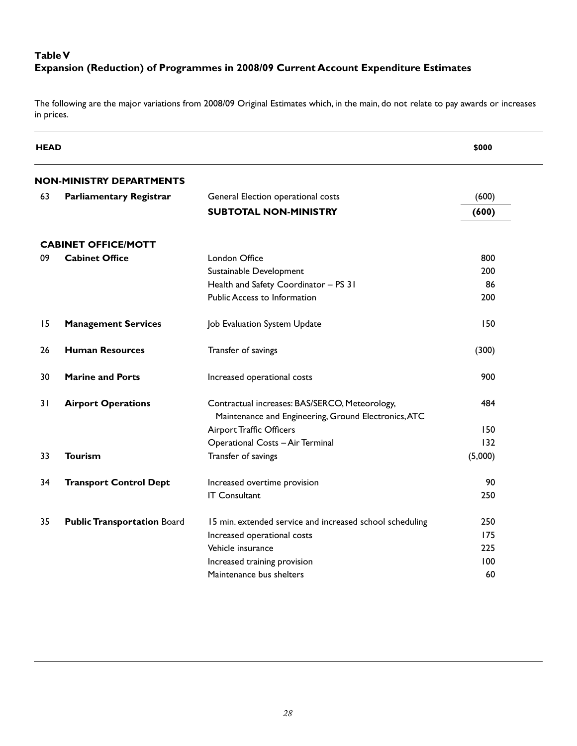**Table V**
**Expansion (Reduction) of Programmes in 2008/09 Current Account Expenditure Estimates**

The following are the major variations from 2008/09 Original Estimates which, in the main, do not relate to pay awards or increases in prices.

| HEAD | | | $000 |
|---|---|---|---|
| **NON-MINISTRY DEPARTMENTS** | | | |
| 63 | **Parliamentary Registrar** | General Election operational costs | (600) |
| | | **SUBTOTAL NON-MINISTRY** | **(600)** |
| **CABINET OFFICE/MOTT** | | | |
| 09 | **Cabinet Office** | London Office | 800 |
| | | Sustainable Development | 200 |
| | | Health and Safety Coordinator – PS 31 | 86 |
| | | Public Access to Information | 200 |
| 15 | **Management Services** | Job Evaluation System Update | 150 |
| 26 | **Human Resources** | Transfer of savings | (300) |
| 30 | **Marine and Ports** | Increased operational costs | 900 |
| 31 | **Airport Operations** | Contractual increases: BAS/SERCO, Meteorology, Maintenance and Engineering, Ground Electronics, ATC | 484 |
| | | Airport Traffic Officers | 150 |
| | | Operational Costs – Air Terminal | 132 |
| 33 | **Tourism** | Transfer of savings | (5,000) |
| 34 | **Transport Control Dept** | Increased overtime provision | 90 |
| | | IT Consultant | 250 |
| 35 | **Public Transportation** Board | 15 min. extended service and increased school scheduling | 250 |
| | | Increased operational costs | 175 |
| | | Vehicle insurance | 225 |
| | | Increased training provision | 100 |
| | | Maintenance bus shelters | 60 |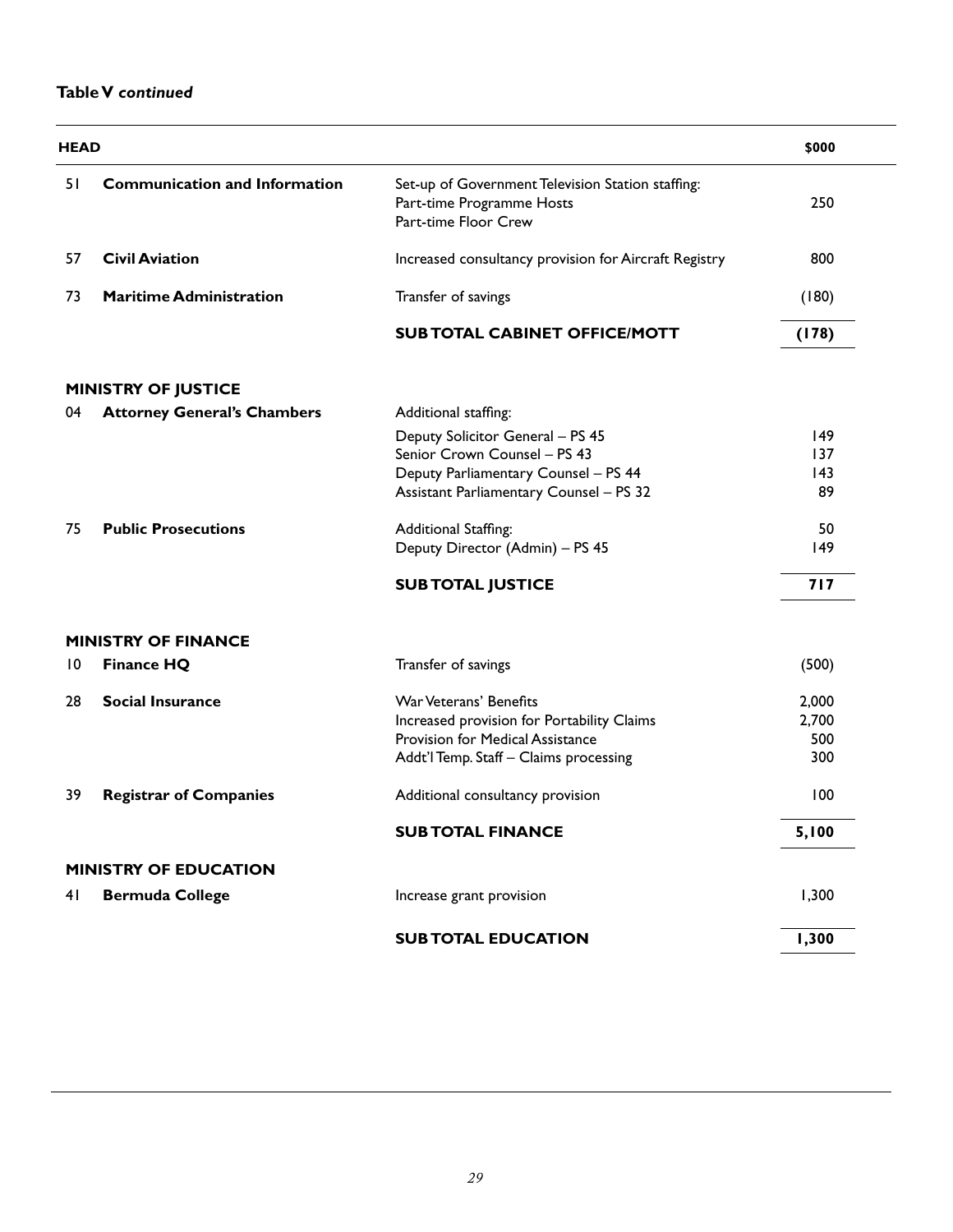**Table V *continued***

| HEAD | | | $000 |
|---|---|---|---|
| 51 | **Communication and Information** | Set-up of Government Television Station staffing:<br>Part-time Programme Hosts<br>Part-time Floor Crew | 250 |
| 57 | **Civil Aviation** | Increased consultancy provision for Aircraft Registry | 800 |
| 73 | **Maritime Administration** | Transfer of savings | (180) |
| | | **SUB TOTAL CABINET OFFICE/MOTT** | **(178)** |
| | **MINISTRY OF JUSTICE** | | |
| 04 | **Attorney General's Chambers** | Additional staffing: | |
| | | Deputy Solicitor General – PS 45 | 149 |
| | | Senior Crown Counsel – PS 43 | 137 |
| | | Deputy Parliamentary Counsel – PS 44 | 143 |
| | | Assistant Parliamentary Counsel – PS 32 | 89 |
| 75 | **Public Prosecutions** | Additional Staffing: | 50 |
| | | Deputy Director (Admin) – PS 45 | 149 |
| | | **SUB TOTAL JUSTICE** | **717** |
| | **MINISTRY OF FINANCE** | | |
| 10 | **Finance HQ** | Transfer of savings | (500) |
| 28 | **Social Insurance** | War Veterans' Benefits | 2,000 |
| | | Increased provision for Portability Claims | 2,700 |
| | | Provision for Medical Assistance | 500 |
| | | Addt'l Temp. Staff – Claims processing | 300 |
| 39 | **Registrar of Companies** | Additional consultancy provision | 100 |
| | | **SUB TOTAL FINANCE** | **5,100** |
| | **MINISTRY OF EDUCATION** | | |
| 41 | **Bermuda College** | Increase grant provision | 1,300 |
| | | **SUB TOTAL EDUCATION** | **1,300** |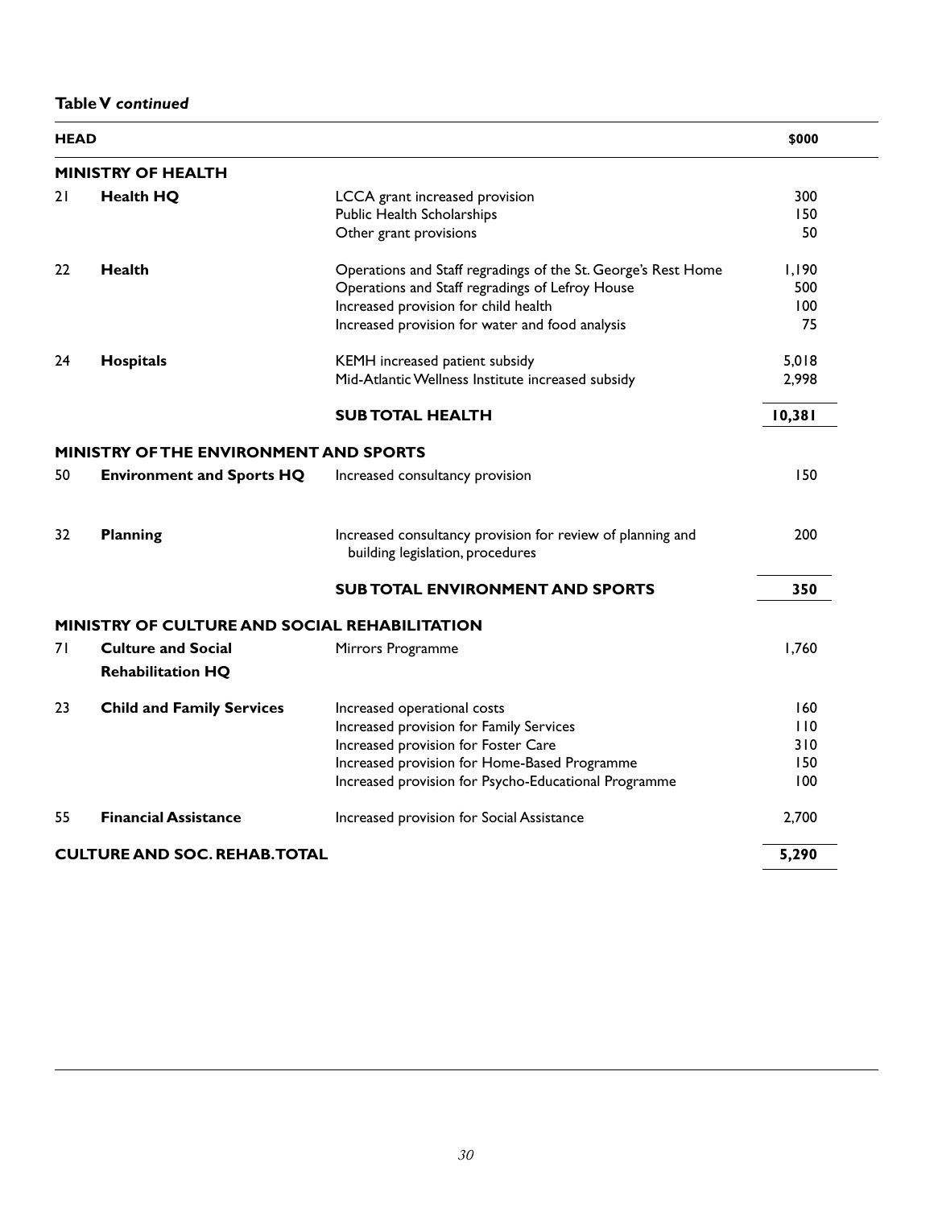**Table V *continued***

| HEAD | | | $000 |
|---|---|---|---|
| **MINISTRY OF HEALTH** | | | |
| 21 | **Health HQ** | LCCA grant increased provision | 300 |
| | | Public Health Scholarships | 150 |
| | | Other grant provisions | 50 |
| 22 | **Health** | Operations and Staff regradings of the St. George's Rest Home | 1,190 |
| | | Operations and Staff regradings of Lefroy House | 500 |
| | | Increased provision for child health | 100 |
| | | Increased provision for water and food analysis | 75 |
| 24 | **Hospitals** | KEMH increased patient subsidy | 5,018 |
| | | Mid-Atlantic Wellness Institute increased subsidy | 2,998 |
| | | **SUB TOTAL HEALTH** | **10,381** |
| **MINISTRY OF THE ENVIRONMENT AND SPORTS** | | | |
| 50 | **Environment and Sports HQ** | Increased consultancy provision | 150 |
| 32 | **Planning** | Increased consultancy provision for review of planning and building legislation, procedures | 200 |
| | | **SUB TOTAL ENVIRONMENT AND SPORTS** | **350** |
| **MINISTRY OF CULTURE AND SOCIAL REHABILITATION** | | | |
| 71 | **Culture and Social Rehabilitation HQ** | Mirrors Programme | 1,760 |
| 23 | **Child and Family Services** | Increased operational costs | 160 |
| | | Increased provision for Family Services | 110 |
| | | Increased provision for Foster Care | 310 |
| | | Increased provision for Home-Based Programme | 150 |
| | | Increased provision for Psycho-Educational Programme | 100 |
| 55 | **Financial Assistance** | Increased provision for Social Assistance | 2,700 |
| **CULTURE AND SOC. REHAB. TOTAL** | | | **5,290** |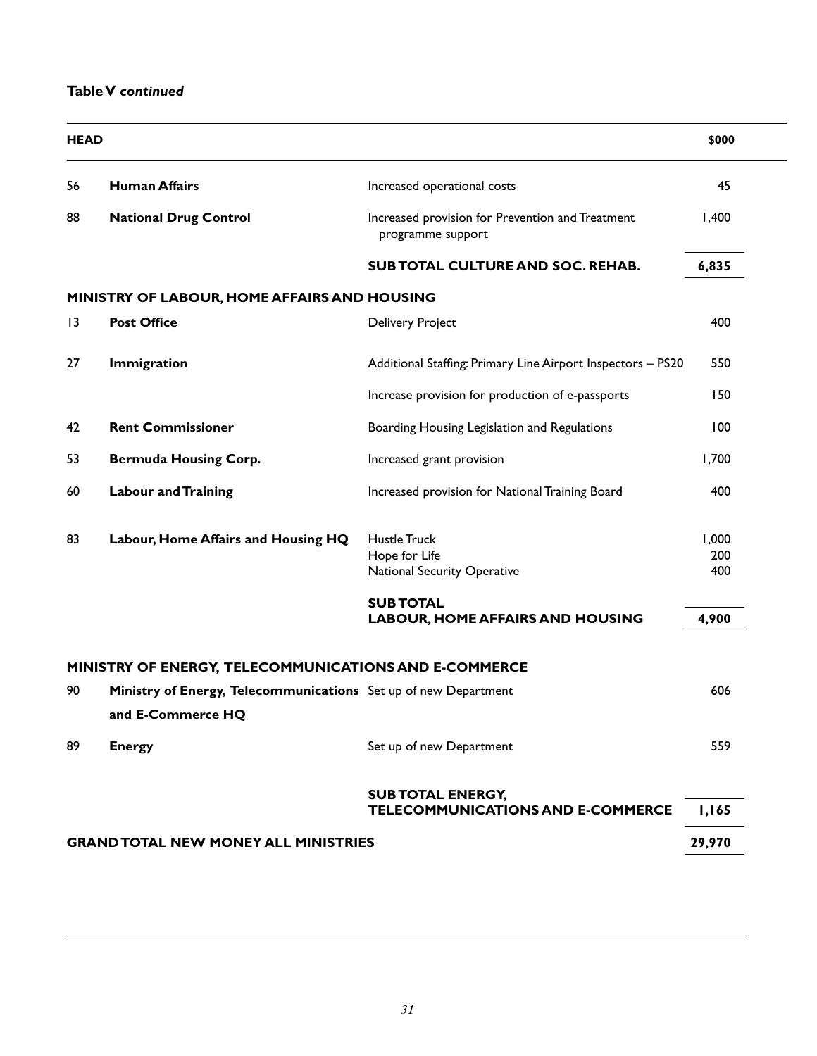**Table V *continued***

| HEAD | | | $000 |
|---|---|---|---|
| 56 | **Human Affairs** | Increased operational costs | 45 |
| 88 | **National Drug Control** | Increased provision for Prevention and Treatment programme support | 1,400 |
| | | **SUB TOTAL CULTURE AND SOC. REHAB.** | **6,835** |
| **MINISTRY OF LABOUR, HOME AFFAIRS AND HOUSING** | | | |
| 13 | **Post Office** | Delivery Project | 400 |
| 27 | **Immigration** | Additional Staffing: Primary Line Airport Inspectors – PS20 | 550 |
| | | Increase provision for production of e-passports | 150 |
| 42 | **Rent Commissioner** | Boarding Housing Legislation and Regulations | 100 |
| 53 | **Bermuda Housing Corp.** | Increased grant provision | 1,700 |
| 60 | **Labour and Training** | Increased provision for National Training Board | 400 |
| 83 | **Labour, Home Affairs and Housing HQ** | Hustle Truck | 1,000 |
| | | Hope for Life | 200 |
| | | National Security Operative | 400 |
| | | **SUB TOTAL LABOUR, HOME AFFAIRS AND HOUSING** | **4,900** |
| **MINISTRY OF ENERGY, TELECOMMUNICATIONS AND E-COMMERCE** | | | |
| 90 | **Ministry of Energy, Telecommunications and E-Commerce HQ** | Set up of new Department | 606 |
| 89 | **Energy** | Set up of new Department | 559 |
| | | **SUB TOTAL ENERGY, TELECOMMUNICATIONS AND E-COMMERCE** | **1,165** |
| **GRAND TOTAL NEW MONEY ALL MINISTRIES** | | | **29,970** |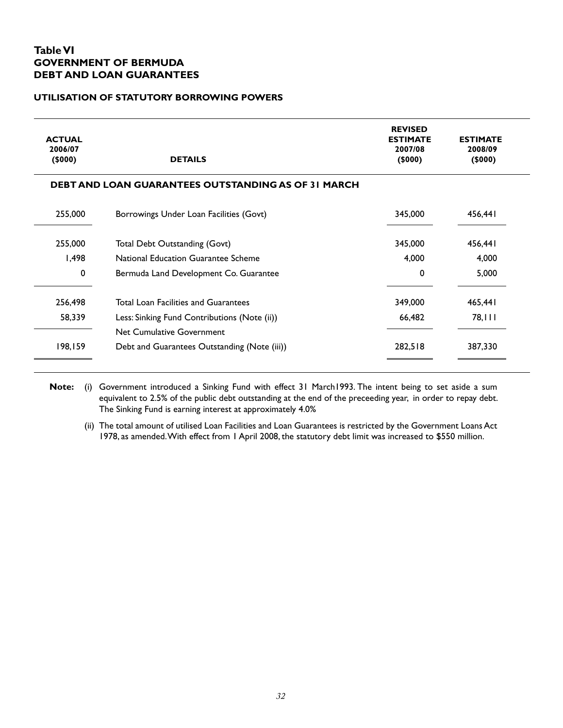## Table VI
## GOVERNMENT OF BERMUDA
## DEBT AND LOAN GUARANTEES

### UTILISATION OF STATUTORY BORROWING POWERS

| ACTUAL 2006/07 ($000) | DETAILS | REVISED ESTIMATE 2007/08 ($000) | ESTIMATE 2008/09 ($000) |
|---|---|---|---|
| | **DEBT AND LOAN GUARANTEES OUTSTANDING AS OF 31 MARCH** | | |
| 255,000 | Borrowings Under Loan Facilities (Govt) | 345,000 | 456,441 |
| 255,000 | Total Debt Outstanding (Govt) | 345,000 | 456,441 |
| 1,498 | National Education Guarantee Scheme | 4,000 | 4,000 |
| 0 | Bermuda Land Development Co. Guarantee | 0 | 5,000 |
| 256,498 | Total Loan Facilities and Guarantees | 349,000 | 465,441 |
| 58,339 | Less: Sinking Fund Contributions (Note (ii)) | 66,482 | 78,111 |
| 198,159 | Net Cumulative Government Debt and Guarantees Outstanding (Note (iii)) | 282,518 | 387,330 |

**Note:** (i) Government introduced a Sinking Fund with effect 31 March1993. The intent being to set aside a sum equivalent to 2.5% of the public debt outstanding at the end of the preceeding year, in order to repay debt. The Sinking Fund is earning interest at approximately 4.0%

(ii) The total amount of utilised Loan Facilities and Loan Guarantees is restricted by the Government Loans Act 1978, as amended. With effect from 1 April 2008, the statutory debt limit was increased to $550 million.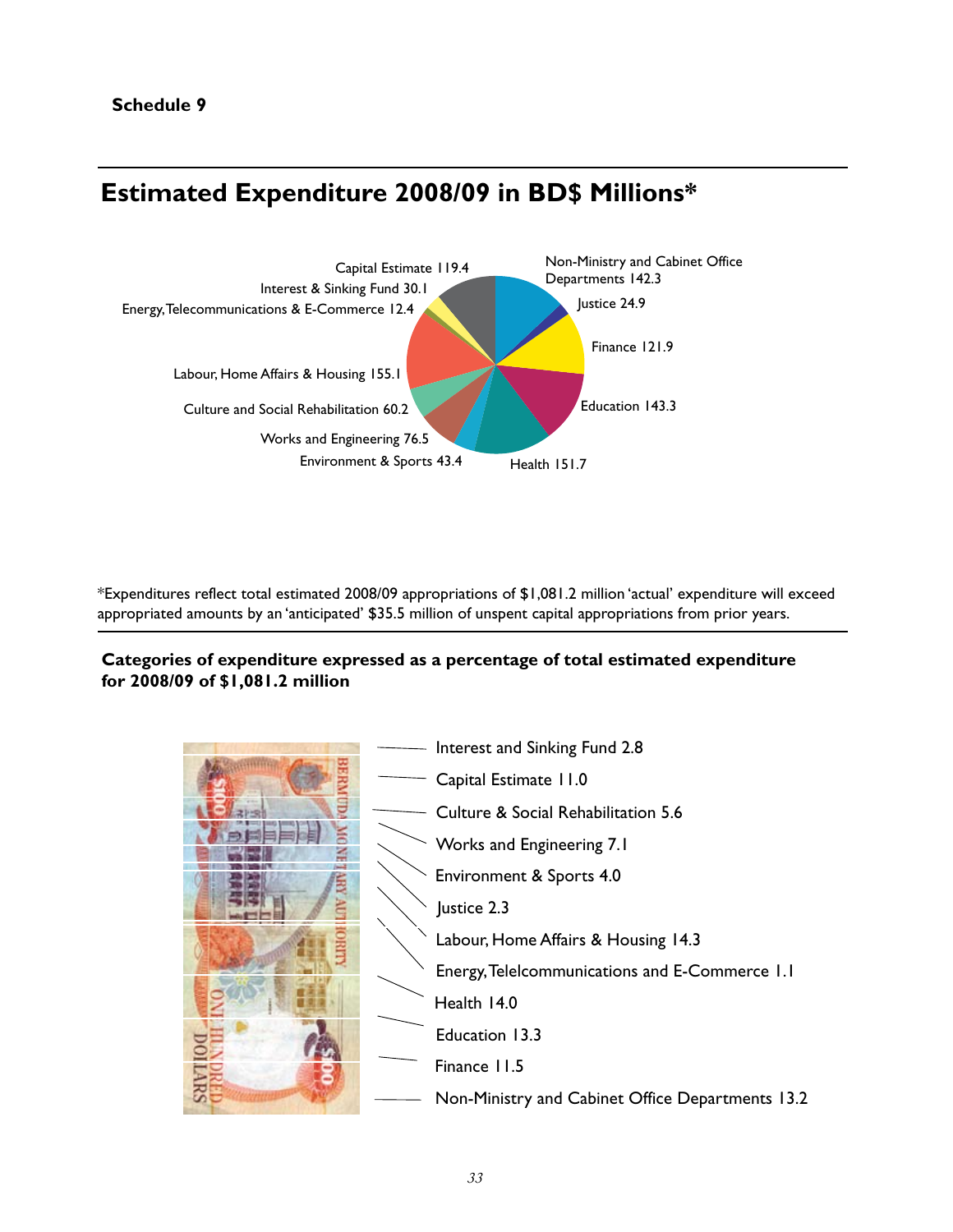**Schedule 9**

## Estimated Expenditure 2008/09 in BD$ Millions*

| Category | BD$ Millions |
|---|---|
| Non-Ministry and Cabinet Office Departments | 142.3 |
| Justice | 24.9 |
| Finance | 121.9 |
| Education | 143.3 |
| Health | 151.7 |
| Environment & Sports | 43.4 |
| Works and Engineering | 76.5 |
| Culture and Social Rehabilitation | 60.2 |
| Labour, Home Affairs & Housing | 155.1 |
| Energy, Telecommunications & E-Commerce | 12.4 |
| Interest & Sinking Fund | 30.1 |
| Capital Estimate | 119.4 |

*Expenditures reflect total estimated 2008/09 appropriations of $1,081.2 million 'actual' expenditure will exceed appropriated amounts by an 'anticipated' $35.5 million of unspent capital appropriations from prior years.

### Categories of expenditure expressed as a percentage of total estimated expenditure for 2008/09 of $1,081.2 million

| Category | % |
|---|---|
| Interest and Sinking Fund | 2.8 |
| Capital Estimate | 11.0 |
| Culture & Social Rehabilitation | 5.6 |
| Works and Engineering | 7.1 |
| Environment & Sports | 4.0 |
| Justice | 2.3 |
| Labour, Home Affairs & Housing | 14.3 |
| Energy, Telelcommunications and E-Commerce | 1.1 |
| Health | 14.0 |
| Education | 13.3 |
| Finance | 11.5 |
| Non-Ministry and Cabinet Office Departments | 13.2 |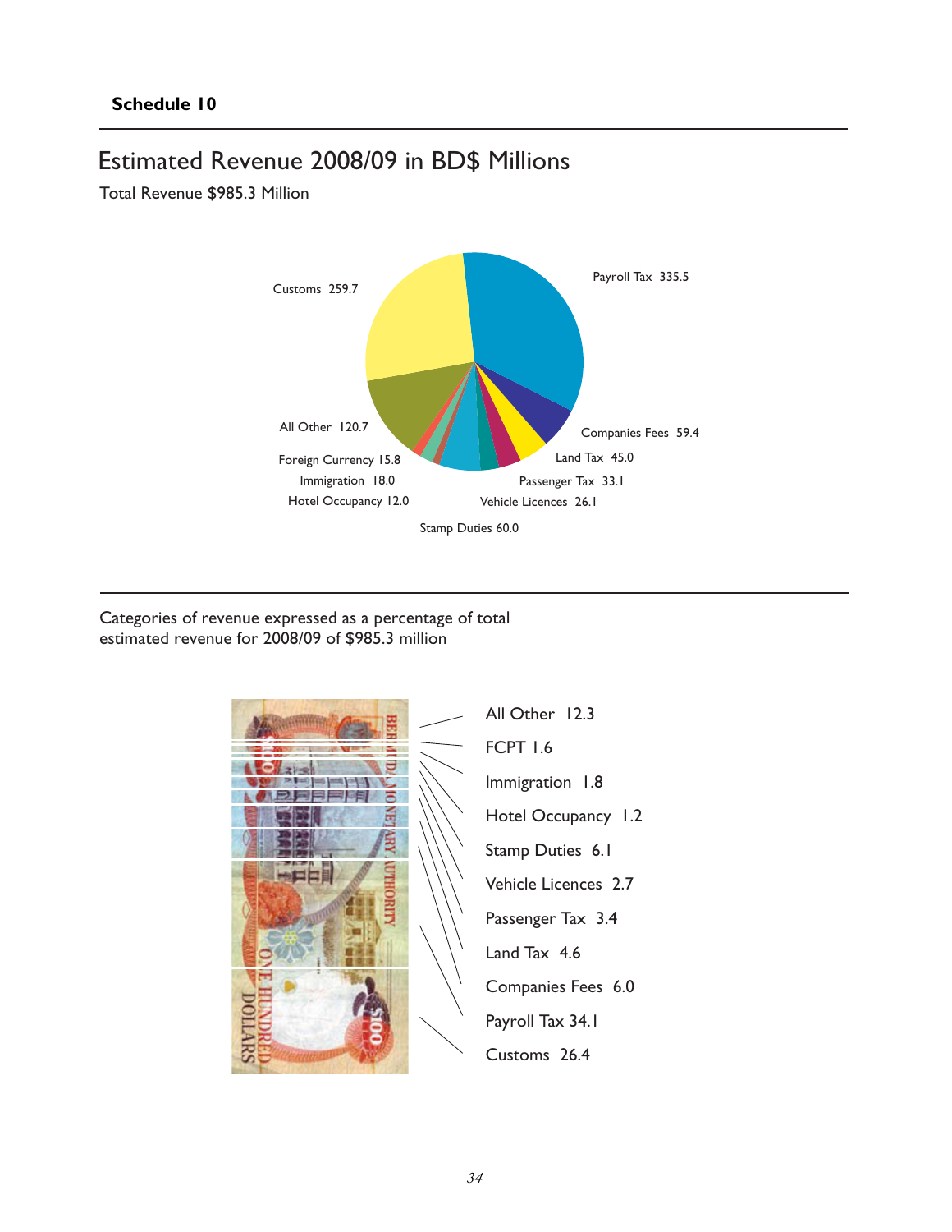**Schedule 10**

## Estimated Revenue 2008/09 in BD$ Millions

Total Revenue $985.3 Million

Customs 259.7

Payroll Tax 335.5

All Other 120.7

Companies Fees 59.4

Foreign Currency 15.8

Land Tax 45.0

Immigration 18.0

Passenger Tax 33.1

Hotel Occupancy 12.0

Vehicle Licences 26.1

Stamp Duties 60.0

Categories of revenue expressed as a percentage of total estimated revenue for 2008/09 of $985.3 million

All Other 12.3

FCPT 1.6

Immigration 1.8

Hotel Occupancy 1.2

Stamp Duties 6.1

Vehicle Licences 2.7

Passenger Tax 3.4

Land Tax 4.6

Companies Fees 6.0

Payroll Tax 34.1

Customs 26.4